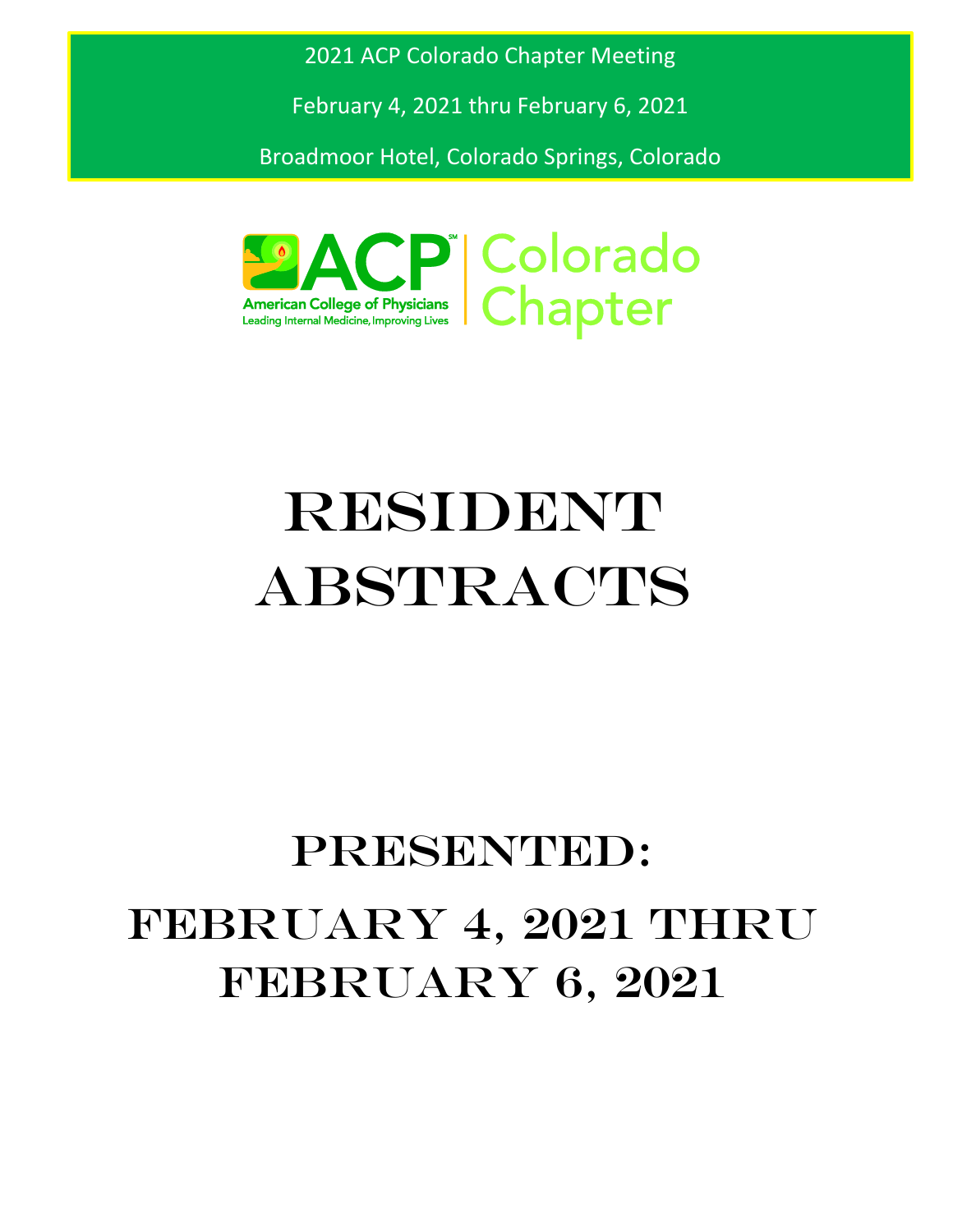2021 ACP Colorado Chapter Meeting

February 4, 2021 thru February 6, 2021

Broadmoor Hotel, Colorado Springs, Colorado

ACP American College of Physicians
Leading Internal Medicine, Improving Lives
Colorado Chapter

# RESIDENT ABSTRACTS

## PRESENTED:

## FEBRUARY 4, 2021 THRU FEBRUARY 6, 2021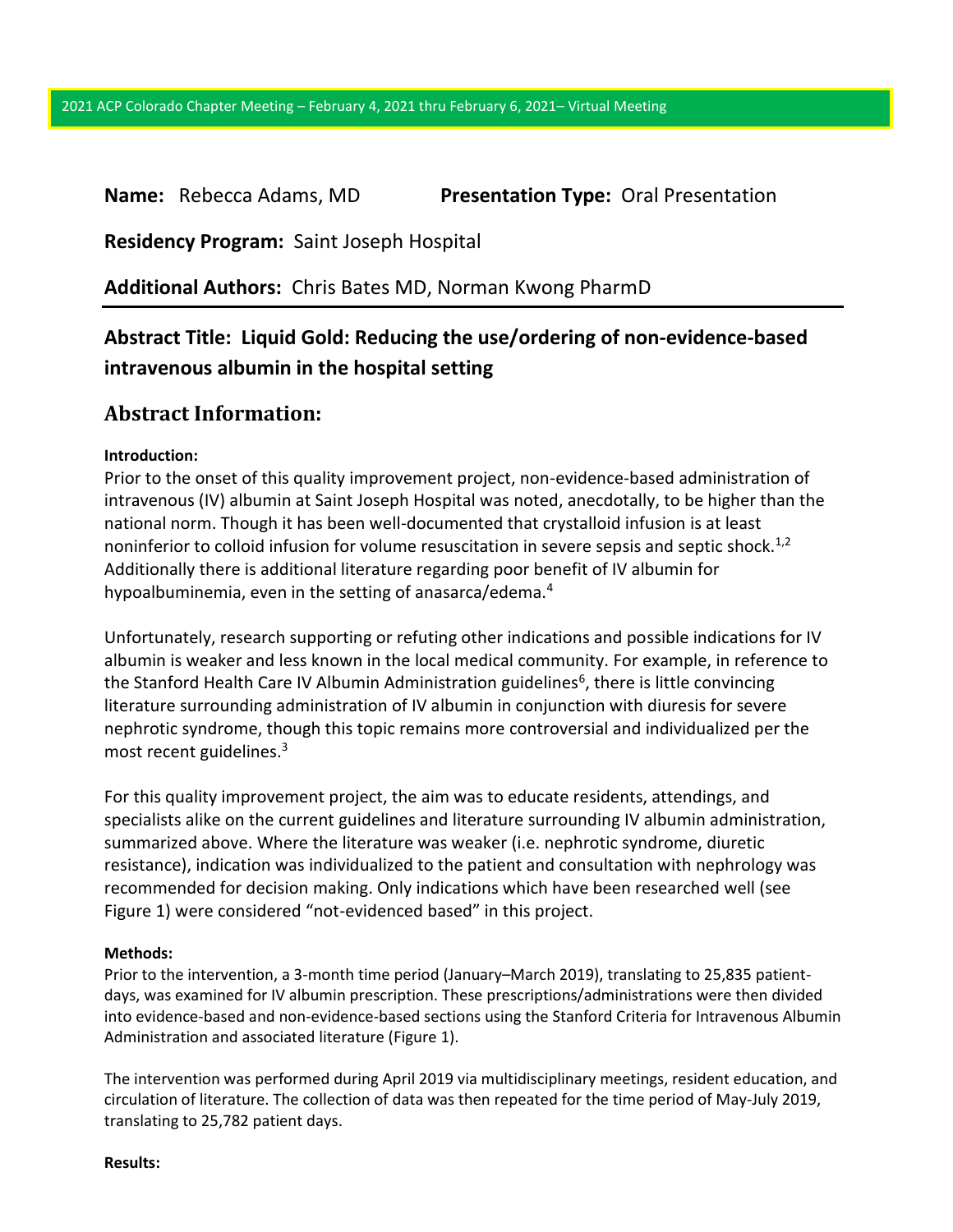**Name:** Rebecca Adams, MD **Presentation Type:** Oral Presentation

**Residency Program:** Saint Joseph Hospital

**Additional Authors:** Chris Bates MD, Norman Kwong PharmD

## Abstract Title: Liquid Gold: Reducing the use/ordering of non-evidence-based intravenous albumin in the hospital setting

## Abstract Information:

**Introduction:**

Prior to the onset of this quality improvement project, non-evidence-based administration of intravenous (IV) albumin at Saint Joseph Hospital was noted, anecdotally, to be higher than the national norm. Though it has been well-documented that crystalloid infusion is at least noninferior to colloid infusion for volume resuscitation in severe sepsis and septic shock.[1,2] Additionally there is additional literature regarding poor benefit of IV albumin for hypoalbuminemia, even in the setting of anasarca/edema.[4]

Unfortunately, research supporting or refuting other indications and possible indications for IV albumin is weaker and less known in the local medical community. For example, in reference to the Stanford Health Care IV Albumin Administration guidelines[6], there is little convincing literature surrounding administration of IV albumin in conjunction with diuresis for severe nephrotic syndrome, though this topic remains more controversial and individualized per the most recent guidelines.[3]

For this quality improvement project, the aim was to educate residents, attendings, and specialists alike on the current guidelines and literature surrounding IV albumin administration, summarized above. Where the literature was weaker (i.e. nephrotic syndrome, diuretic resistance), indication was individualized to the patient and consultation with nephrology was recommended for decision making. Only indications which have been researched well (see Figure 1) were considered "not-evidenced based" in this project.

**Methods:**

Prior to the intervention, a 3-month time period (January–March 2019), translating to 25,835 patient-days, was examined for IV albumin prescription. These prescriptions/administrations were then divided into evidence-based and non-evidence-based sections using the Stanford Criteria for Intravenous Albumin Administration and associated literature (Figure 1).

The intervention was performed during April 2019 via multidisciplinary meetings, resident education, and circulation of literature. The collection of data was then repeated for the time period of May-July 2019, translating to 25,782 patient days.

**Results:**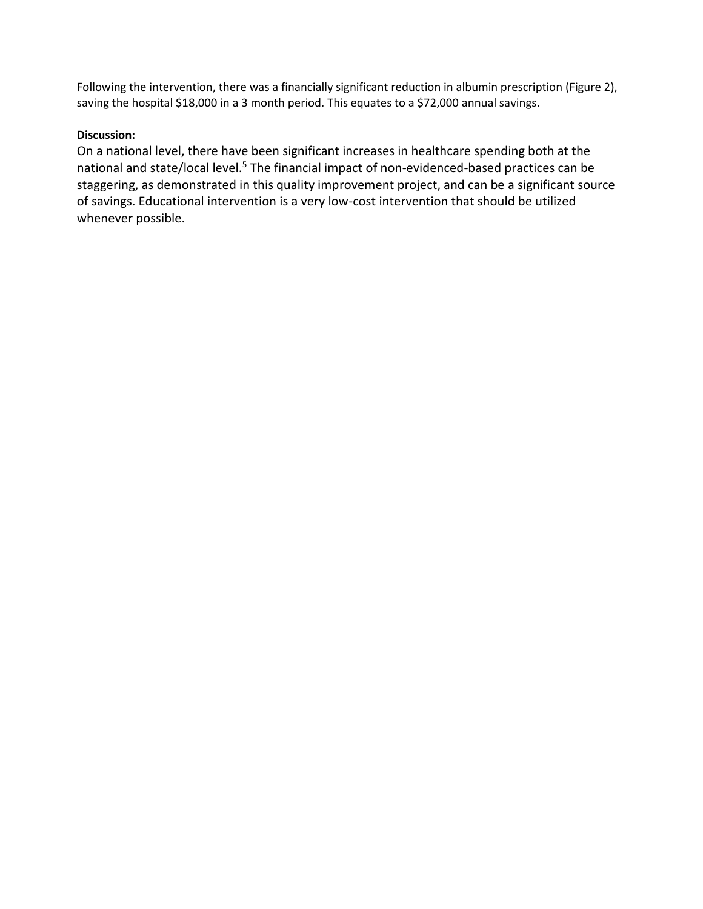Following the intervention, there was a financially significant reduction in albumin prescription (Figure 2), saving the hospital $18,000 in a 3 month period. This equates to a $72,000 annual savings.

**Discussion:**

On a national level, there have been significant increases in healthcare spending both at the national and state/local level.[5] The financial impact of non-evidenced-based practices can be staggering, as demonstrated in this quality improvement project, and can be a significant source of savings. Educational intervention is a very low-cost intervention that should be utilized whenever possible.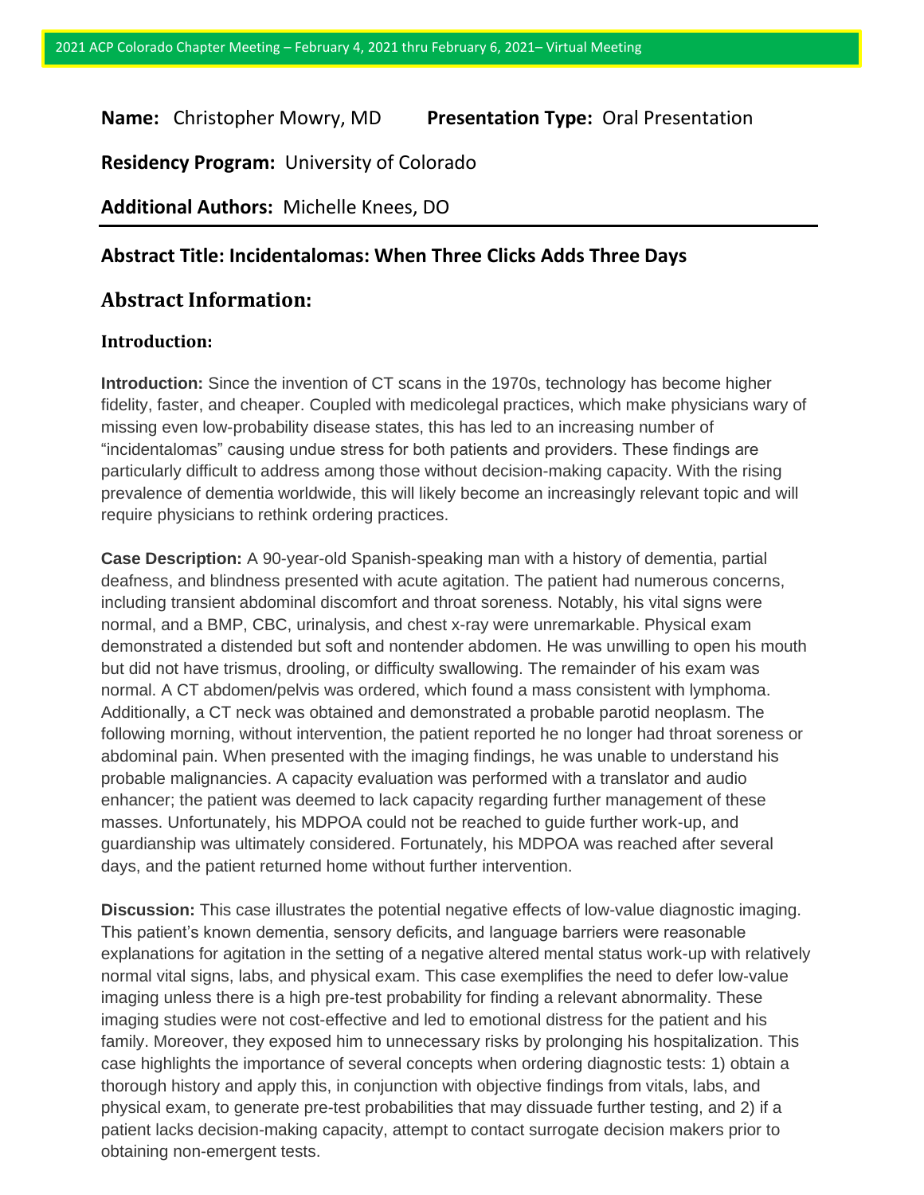**Name:** Christopher Mowry, MD **Presentation Type:** Oral Presentation

**Residency Program:** University of Colorado

**Additional Authors:** Michelle Knees, DO

---

## Abstract Title: Incidentalomas: When Three Clicks Adds Three Days

## Abstract Information:

### Introduction:

**Introduction:** Since the invention of CT scans in the 1970s, technology has become higher fidelity, faster, and cheaper. Coupled with medicolegal practices, which make physicians wary of missing even low-probability disease states, this has led to an increasing number of "incidentalomas" causing undue stress for both patients and providers. These findings are particularly difficult to address among those without decision-making capacity. With the rising prevalence of dementia worldwide, this will likely become an increasingly relevant topic and will require physicians to rethink ordering practices.

**Case Description:** A 90-year-old Spanish-speaking man with a history of dementia, partial deafness, and blindness presented with acute agitation. The patient had numerous concerns, including transient abdominal discomfort and throat soreness. Notably, his vital signs were normal, and a BMP, CBC, urinalysis, and chest x-ray were unremarkable. Physical exam demonstrated a distended but soft and nontender abdomen. He was unwilling to open his mouth but did not have trismus, drooling, or difficulty swallowing. The remainder of his exam was normal. A CT abdomen/pelvis was ordered, which found a mass consistent with lymphoma. Additionally, a CT neck was obtained and demonstrated a probable parotid neoplasm. The following morning, without intervention, the patient reported he no longer had throat soreness or abdominal pain. When presented with the imaging findings, he was unable to understand his probable malignancies. A capacity evaluation was performed with a translator and audio enhancer; the patient was deemed to lack capacity regarding further management of these masses. Unfortunately, his MDPOA could not be reached to guide further work-up, and guardianship was ultimately considered. Fortunately, his MDPOA was reached after several days, and the patient returned home without further intervention.

**Discussion:** This case illustrates the potential negative effects of low-value diagnostic imaging. This patient's known dementia, sensory deficits, and language barriers were reasonable explanations for agitation in the setting of a negative altered mental status work-up with relatively normal vital signs, labs, and physical exam. This case exemplifies the need to defer low-value imaging unless there is a high pre-test probability for finding a relevant abnormality. These imaging studies were not cost-effective and led to emotional distress for the patient and his family. Moreover, they exposed him to unnecessary risks by prolonging his hospitalization. This case highlights the importance of several concepts when ordering diagnostic tests: 1) obtain a thorough history and apply this, in conjunction with objective findings from vitals, labs, and physical exam, to generate pre-test probabilities that may dissuade further testing, and 2) if a patient lacks decision-making capacity, attempt to contact surrogate decision makers prior to obtaining non-emergent tests.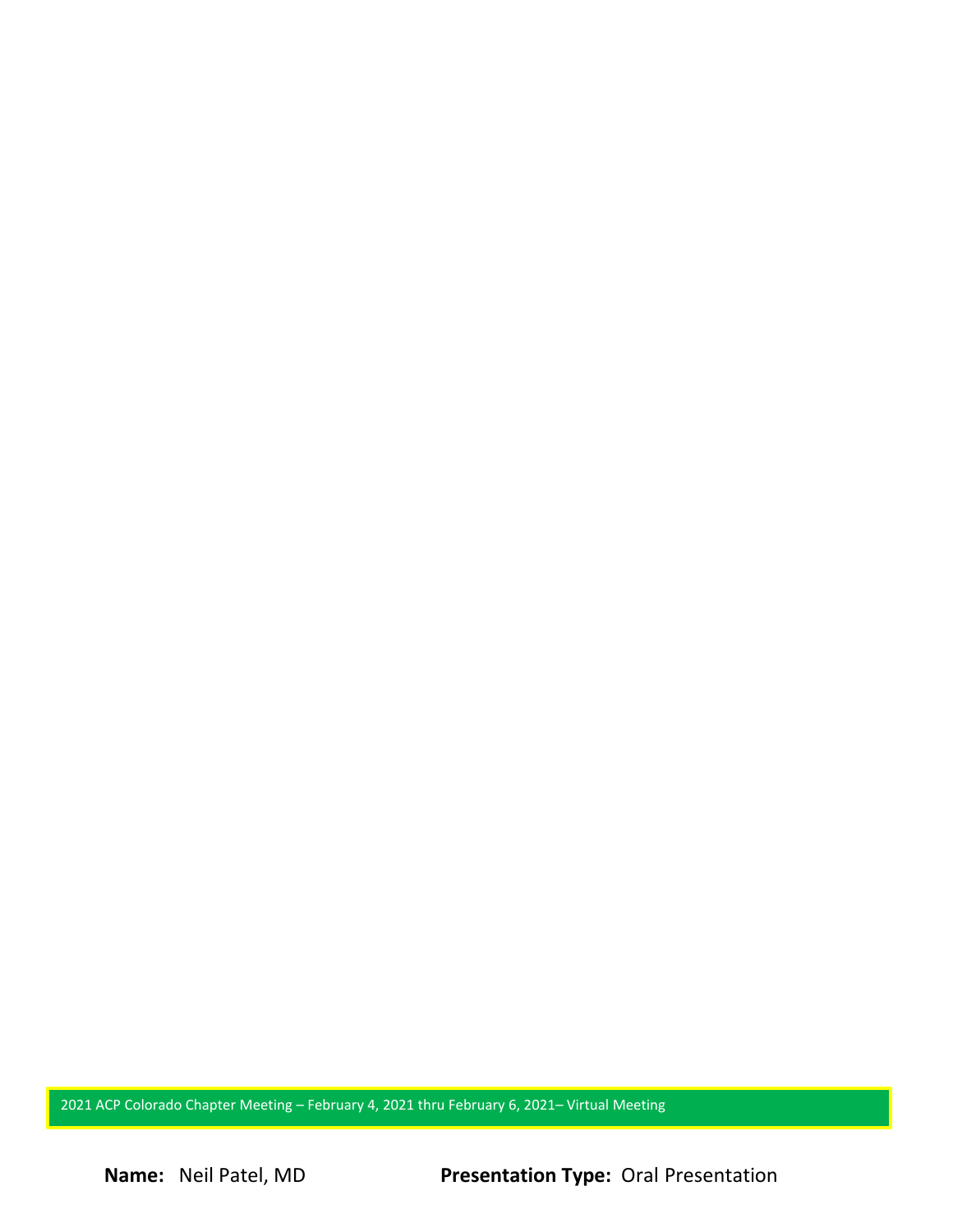2021 ACP Colorado Chapter Meeting – February 4, 2021 thru February 6, 2021– Virtual Meeting

**Name:** Neil Patel, MD **Presentation Type:** Oral Presentation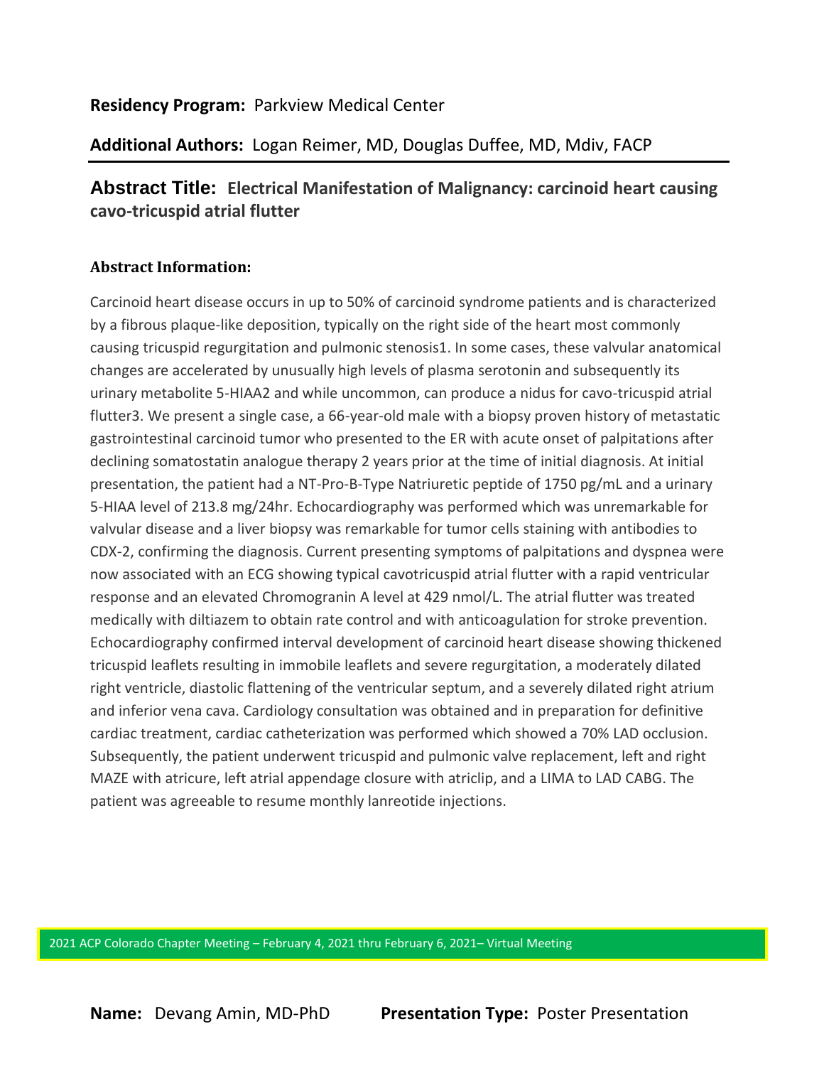**Residency Program:** Parkview Medical Center

**Additional Authors:** Logan Reimer, MD, Douglas Duffee, MD, Mdiv, FACP

---

## Abstract Title: Electrical Manifestation of Malignancy: carcinoid heart causing cavo-tricuspid atrial flutter

### Abstract Information:

Carcinoid heart disease occurs in up to 50% of carcinoid syndrome patients and is characterized by a fibrous plaque-like deposition, typically on the right side of the heart most commonly causing tricuspid regurgitation and pulmonic stenosis[1]. In some cases, these valvular anatomical changes are accelerated by unusually high levels of plasma serotonin and subsequently its urinary metabolite 5-HIAA[2] and while uncommon, can produce a nidus for cavo-tricuspid atrial flutter[3]. We present a single case, a 66-year-old male with a biopsy proven history of metastatic gastrointestinal carcinoid tumor who presented to the ER with acute onset of palpitations after declining somatostatin analogue therapy 2 years prior at the time of initial diagnosis. At initial presentation, the patient had a NT-Pro-B-Type Natriuretic peptide of 1750 pg/mL and a urinary 5-HIAA level of 213.8 mg/24hr. Echocardiography was performed which was unremarkable for valvular disease and a liver biopsy was remarkable for tumor cells staining with antibodies to CDX-2, confirming the diagnosis. Current presenting symptoms of palpitations and dyspnea were now associated with an ECG showing typical cavotricuspid atrial flutter with a rapid ventricular response and an elevated Chromogranin A level at 429 nmol/L. The atrial flutter was treated medically with diltiazem to obtain rate control and with anticoagulation for stroke prevention. Echocardiography confirmed interval development of carcinoid heart disease showing thickened tricuspid leaflets resulting in immobile leaflets and severe regurgitation, a moderately dilated right ventricle, diastolic flattening of the ventricular septum, and a severely dilated right atrium and inferior vena cava. Cardiology consultation was obtained and in preparation for definitive cardiac treatment, cardiac catheterization was performed which showed a 70% LAD occlusion. Subsequently, the patient underwent tricuspid and pulmonic valve replacement, left and right MAZE with atricure, left atrial appendage closure with atriclip, and a LIMA to LAD CABG. The patient was agreeable to resume monthly lanreotide injections.

**Name:** Devang Amin, MD-PhD **Presentation Type:** Poster Presentation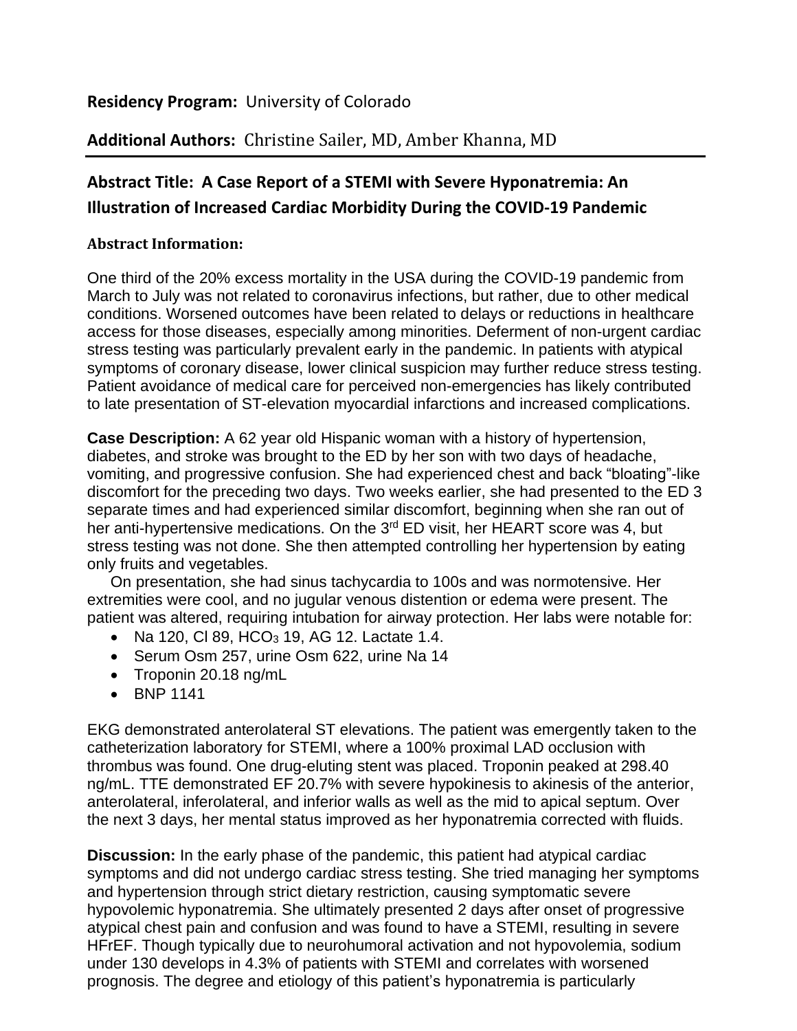**Residency Program:** University of Colorado

**Additional Authors:** Christine Sailer, MD, Amber Khanna, MD

## Abstract Title: A Case Report of a STEMI with Severe Hyponatremia: An Illustration of Increased Cardiac Morbidity During the COVID-19 Pandemic

**Abstract Information:**

One third of the 20% excess mortality in the USA during the COVID-19 pandemic from March to July was not related to coronavirus infections, but rather, due to other medical conditions. Worsened outcomes have been related to delays or reductions in healthcare access for those diseases, especially among minorities. Deferment of non-urgent cardiac stress testing was particularly prevalent early in the pandemic. In patients with atypical symptoms of coronary disease, lower clinical suspicion may further reduce stress testing. Patient avoidance of medical care for perceived non-emergencies has likely contributed to late presentation of ST-elevation myocardial infarctions and increased complications.

**Case Description:** A 62 year old Hispanic woman with a history of hypertension, diabetes, and stroke was brought to the ED by her son with two days of headache, vomiting, and progressive confusion. She had experienced chest and back "bloating"-like discomfort for the preceding two days. Two weeks earlier, she had presented to the ED 3 separate times and had experienced similar discomfort, beginning when she ran out of her anti-hypertensive medications. On the 3rd ED visit, her HEART score was 4, but stress testing was not done. She then attempted controlling her hypertension by eating only fruits and vegetables.

On presentation, she had sinus tachycardia to 100s and was normotensive. Her extremities were cool, and no jugular venous distention or edema were present. The patient was altered, requiring intubation for airway protection. Her labs were notable for:

- Na 120, Cl 89, $HCO_3$ 19, AG 12. Lactate 1.4.
- Serum Osm 257, urine Osm 622, urine Na 14
- Troponin 20.18 ng/mL
- BNP 1141

EKG demonstrated anterolateral ST elevations. The patient was emergently taken to the catheterization laboratory for STEMI, where a 100% proximal LAD occlusion with thrombus was found. One drug-eluting stent was placed. Troponin peaked at 298.40 ng/mL. TTE demonstrated EF 20.7% with severe hypokinesis to akinesis of the anterior, anterolateral, inferolateral, and inferior walls as well as the mid to apical septum. Over the next 3 days, her mental status improved as her hyponatremia corrected with fluids.

**Discussion:** In the early phase of the pandemic, this patient had atypical cardiac symptoms and did not undergo cardiac stress testing. She tried managing her symptoms and hypertension through strict dietary restriction, causing symptomatic severe hypovolemic hyponatremia. She ultimately presented 2 days after onset of progressive atypical chest pain and confusion and was found to have a STEMI, resulting in severe HFrEF. Though typically due to neurohumoral activation and not hypovolemia, sodium under 130 develops in 4.3% of patients with STEMI and correlates with worsened prognosis. The degree and etiology of this patient's hyponatremia is particularly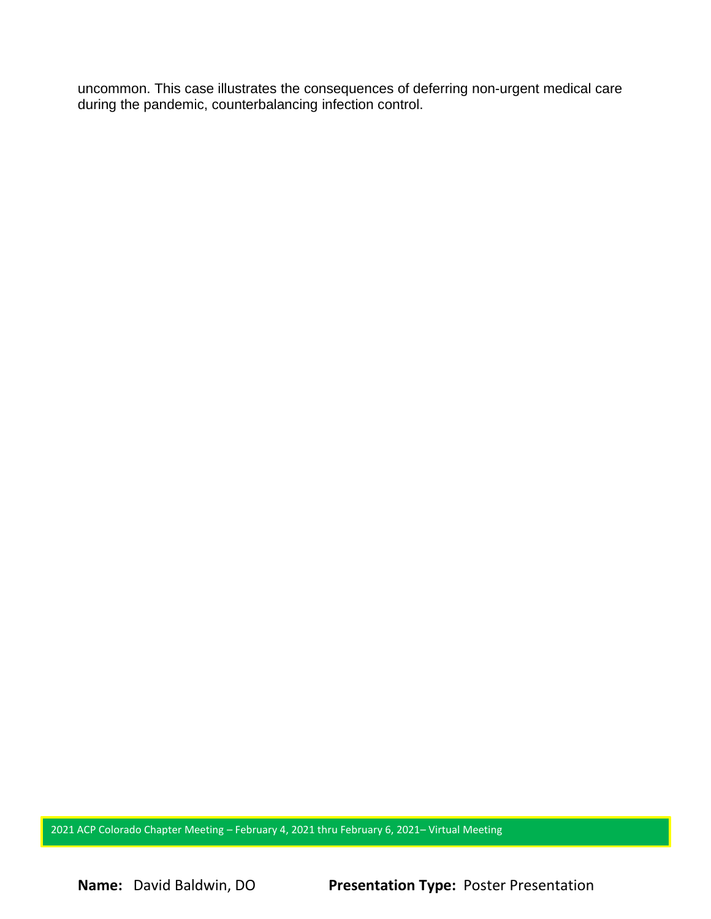uncommon. This case illustrates the consequences of deferring non-urgent medical care during the pandemic, counterbalancing infection control.

**Name:** David Baldwin, DO **Presentation Type:** Poster Presentation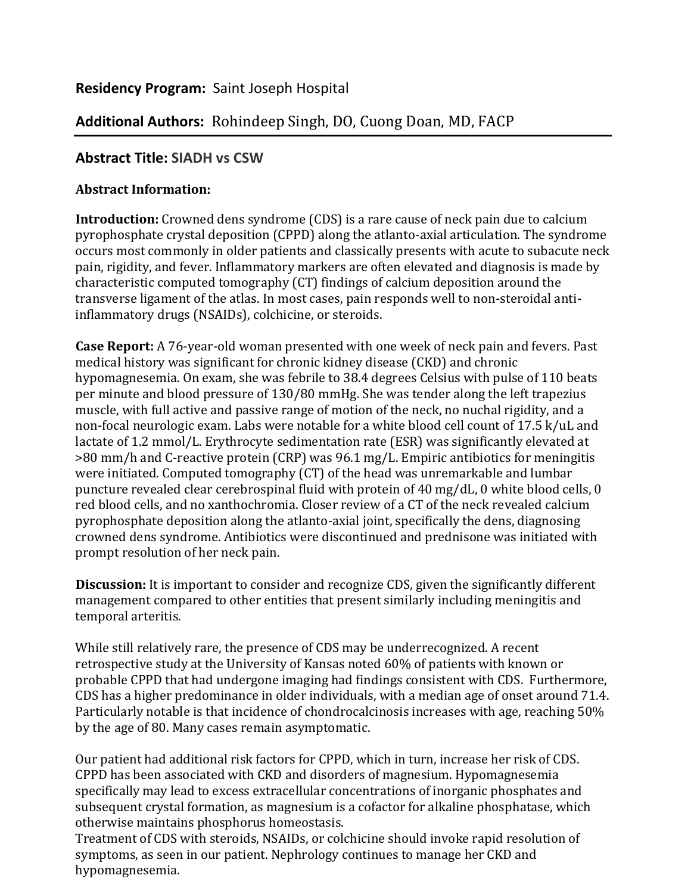**Residency Program:** Saint Joseph Hospital

**Additional Authors:** Rohindeep Singh, DO, Cuong Doan, MD, FACP

---

**Abstract Title: SIADH vs CSW**

**Abstract Information:**

**Introduction:** Crowned dens syndrome (CDS) is a rare cause of neck pain due to calcium pyrophosphate crystal deposition (CPPD) along the atlanto-axial articulation. The syndrome occurs most commonly in older patients and classically presents with acute to subacute neck pain, rigidity, and fever. Inflammatory markers are often elevated and diagnosis is made by characteristic computed tomography (CT) findings of calcium deposition around the transverse ligament of the atlas. In most cases, pain responds well to non-steroidal anti-inflammatory drugs (NSAIDs), colchicine, or steroids.

**Case Report:** A 76-year-old woman presented with one week of neck pain and fevers. Past medical history was significant for chronic kidney disease (CKD) and chronic hypomagnesemia. On exam, she was febrile to 38.4 degrees Celsius with pulse of 110 beats per minute and blood pressure of 130/80 mmHg. She was tender along the left trapezius muscle, with full active and passive range of motion of the neck, no nuchal rigidity, and a non-focal neurologic exam. Labs were notable for a white blood cell count of 17.5 k/uL and lactate of 1.2 mmol/L. Erythrocyte sedimentation rate (ESR) was significantly elevated at >80 mm/h and C-reactive protein (CRP) was 96.1 mg/L. Empiric antibiotics for meningitis were initiated. Computed tomography (CT) of the head was unremarkable and lumbar puncture revealed clear cerebrospinal fluid with protein of 40 mg/dL, 0 white blood cells, 0 red blood cells, and no xanthochromia. Closer review of a CT of the neck revealed calcium pyrophosphate deposition along the atlanto-axial joint, specifically the dens, diagnosing crowned dens syndrome. Antibiotics were discontinued and prednisone was initiated with prompt resolution of her neck pain.

**Discussion:** It is important to consider and recognize CDS, given the significantly different management compared to other entities that present similarly including meningitis and temporal arteritis.

While still relatively rare, the presence of CDS may be underrecognized. A recent retrospective study at the University of Kansas noted 60% of patients with known or probable CPPD that had undergone imaging had findings consistent with CDS. Furthermore, CDS has a higher predominance in older individuals, with a median age of onset around 71.4. Particularly notable is that incidence of chondrocalcinosis increases with age, reaching 50% by the age of 80. Many cases remain asymptomatic.

Our patient had additional risk factors for CPPD, which in turn, increase her risk of CDS. CPPD has been associated with CKD and disorders of magnesium. Hypomagnesemia specifically may lead to excess extracellular concentrations of inorganic phosphates and subsequent crystal formation, as magnesium is a cofactor for alkaline phosphatase, which otherwise maintains phosphorus homeostasis.
Treatment of CDS with steroids, NSAIDs, or colchicine should invoke rapid resolution of symptoms, as seen in our patient. Nephrology continues to manage her CKD and hypomagnesemia.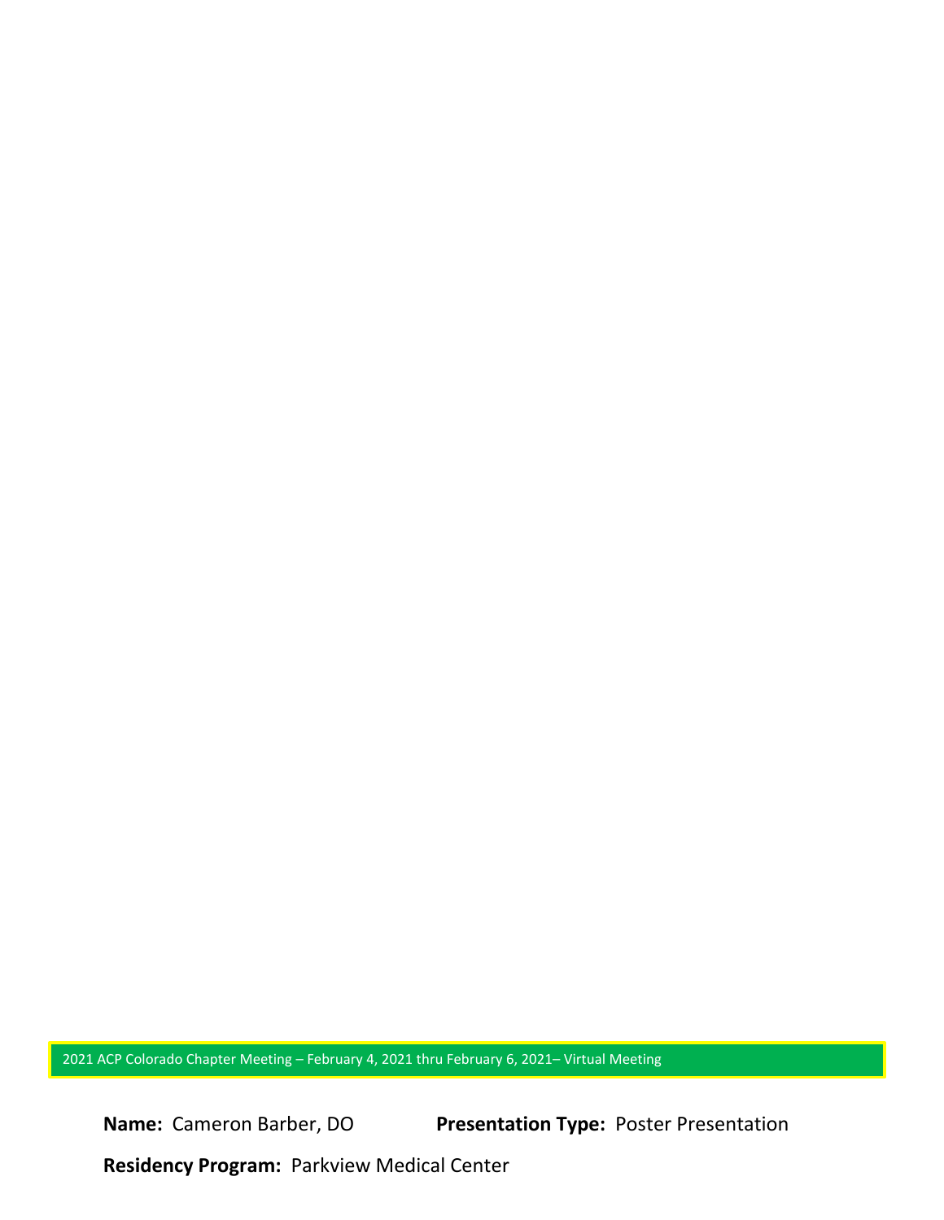2021 ACP Colorado Chapter Meeting – February 4, 2021 thru February 6, 2021– Virtual Meeting

**Name:** Cameron Barber, DO **Presentation Type:** Poster Presentation

**Residency Program:** Parkview Medical Center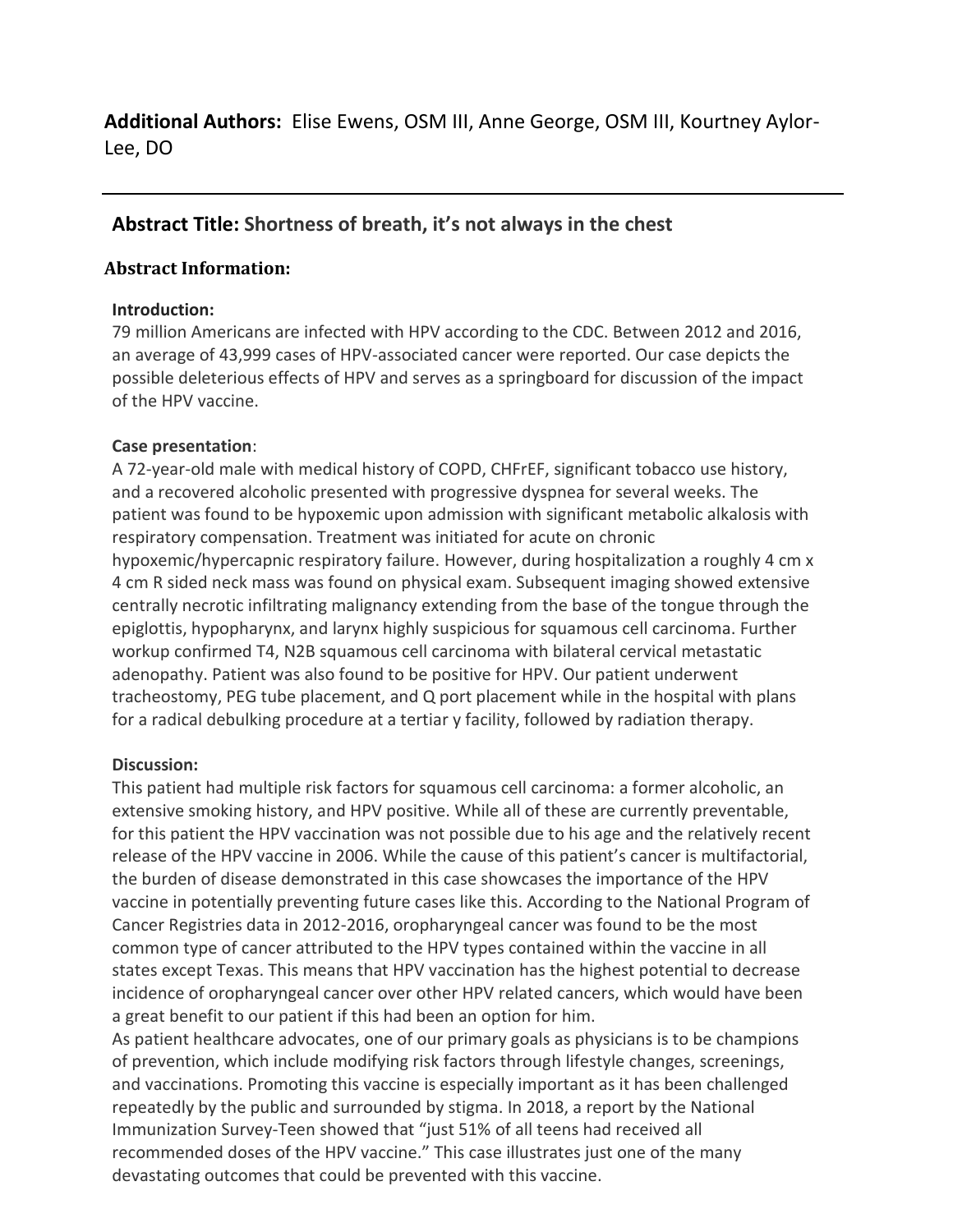**Additional Authors:** Elise Ewens, OSM III, Anne George, OSM III, Kourtney Aylor-Lee, DO

---

## **Abstract Title:** Shortness of breath, it's not always in the chest

### Abstract Information:

**Introduction:**

79 million Americans are infected with HPV according to the CDC. Between 2012 and 2016, an average of 43,999 cases of HPV-associated cancer were reported. Our case depicts the possible deleterious effects of HPV and serves as a springboard for discussion of the impact of the HPV vaccine.

**Case presentation**:

A 72-year-old male with medical history of COPD, CHFrEF, significant tobacco use history, and a recovered alcoholic presented with progressive dyspnea for several weeks. The patient was found to be hypoxemic upon admission with significant metabolic alkalosis with respiratory compensation. Treatment was initiated for acute on chronic hypoxemic/hypercapnic respiratory failure. However, during hospitalization a roughly 4 cm x 4 cm R sided neck mass was found on physical exam. Subsequent imaging showed extensive centrally necrotic infiltrating malignancy extending from the base of the tongue through the epiglottis, hypopharynx, and larynx highly suspicious for squamous cell carcinoma. Further workup confirmed T4, N2B squamous cell carcinoma with bilateral cervical metastatic adenopathy. Patient was also found to be positive for HPV. Our patient underwent tracheostomy, PEG tube placement, and Q port placement while in the hospital with plans for a radical debulking procedure at a tertiar y facility, followed by radiation therapy.

**Discussion:**

This patient had multiple risk factors for squamous cell carcinoma: a former alcoholic, an extensive smoking history, and HPV positive. While all of these are currently preventable, for this patient the HPV vaccination was not possible due to his age and the relatively recent release of the HPV vaccine in 2006. While the cause of this patient's cancer is multifactorial, the burden of disease demonstrated in this case showcases the importance of the HPV vaccine in potentially preventing future cases like this. According to the National Program of Cancer Registries data in 2012-2016, oropharyngeal cancer was found to be the most common type of cancer attributed to the HPV types contained within the vaccine in all states except Texas. This means that HPV vaccination has the highest potential to decrease incidence of oropharyngeal cancer over other HPV related cancers, which would have been a great benefit to our patient if this had been an option for him.

As patient healthcare advocates, one of our primary goals as physicians is to be champions of prevention, which include modifying risk factors through lifestyle changes, screenings, and vaccinations. Promoting this vaccine is especially important as it has been challenged repeatedly by the public and surrounded by stigma. In 2018, a report by the National Immunization Survey-Teen showed that "just 51% of all teens had received all recommended doses of the HPV vaccine." This case illustrates just one of the many devastating outcomes that could be prevented with this vaccine.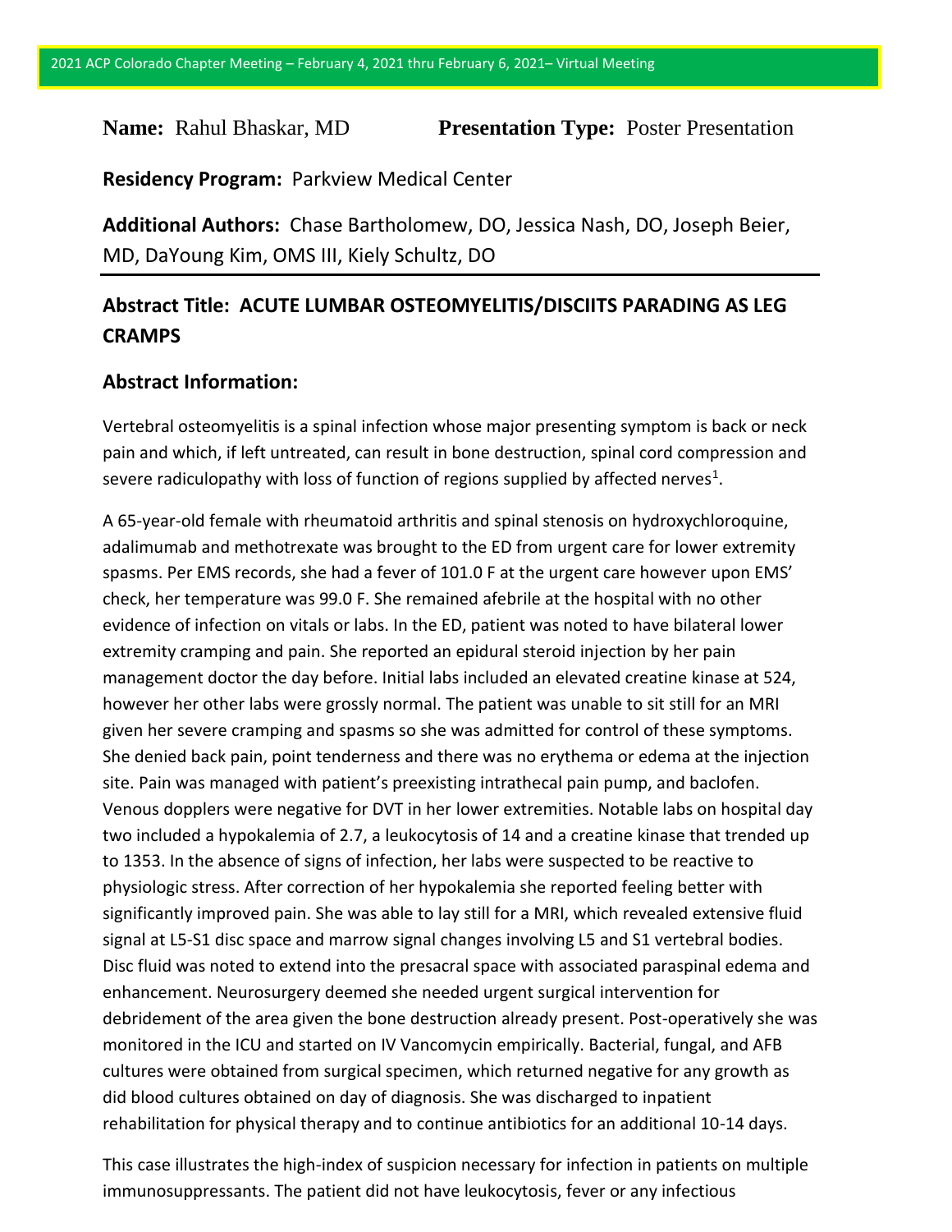**Name:** Rahul Bhaskar, MD **Presentation Type:** Poster Presentation

**Residency Program:** Parkview Medical Center

**Additional Authors:** Chase Bartholomew, DO, Jessica Nash, DO, Joseph Beier, MD, DaYoung Kim, OMS III, Kiely Schultz, DO

## Abstract Title: ACUTE LUMBAR OSTEOMYELITIS/DISCIITS PARADING AS LEG CRAMPS

### Abstract Information:

Vertebral osteomyelitis is a spinal infection whose major presenting symptom is back or neck pain and which, if left untreated, can result in bone destruction, spinal cord compression and severe radiculopathy with loss of function of regions supplied by affected nerves[1].

A 65-year-old female with rheumatoid arthritis and spinal stenosis on hydroxychloroquine, adalimumab and methotrexate was brought to the ED from urgent care for lower extremity spasms. Per EMS records, she had a fever of 101.0 F at the urgent care however upon EMS' check, her temperature was 99.0 F. She remained afebrile at the hospital with no other evidence of infection on vitals or labs. In the ED, patient was noted to have bilateral lower extremity cramping and pain. She reported an epidural steroid injection by her pain management doctor the day before. Initial labs included an elevated creatine kinase at 524, however her other labs were grossly normal. The patient was unable to sit still for an MRI given her severe cramping and spasms so she was admitted for control of these symptoms. She denied back pain, point tenderness and there was no erythema or edema at the injection site. Pain was managed with patient's preexisting intrathecal pain pump, and baclofen. Venous dopplers were negative for DVT in her lower extremities. Notable labs on hospital day two included a hypokalemia of 2.7, a leukocytosis of 14 and a creatine kinase that trended up to 1353. In the absence of signs of infection, her labs were suspected to be reactive to physiologic stress. After correction of her hypokalemia she reported feeling better with significantly improved pain. She was able to lay still for a MRI, which revealed extensive fluid signal at L5-S1 disc space and marrow signal changes involving L5 and S1 vertebral bodies. Disc fluid was noted to extend into the presacral space with associated paraspinal edema and enhancement. Neurosurgery deemed she needed urgent surgical intervention for debridement of the area given the bone destruction already present. Post-operatively she was monitored in the ICU and started on IV Vancomycin empirically. Bacterial, fungal, and AFB cultures were obtained from surgical specimen, which returned negative for any growth as did blood cultures obtained on day of diagnosis. She was discharged to inpatient rehabilitation for physical therapy and to continue antibiotics for an additional 10-14 days.

This case illustrates the high-index of suspicion necessary for infection in patients on multiple immunosuppressants. The patient did not have leukocytosis, fever or any infectious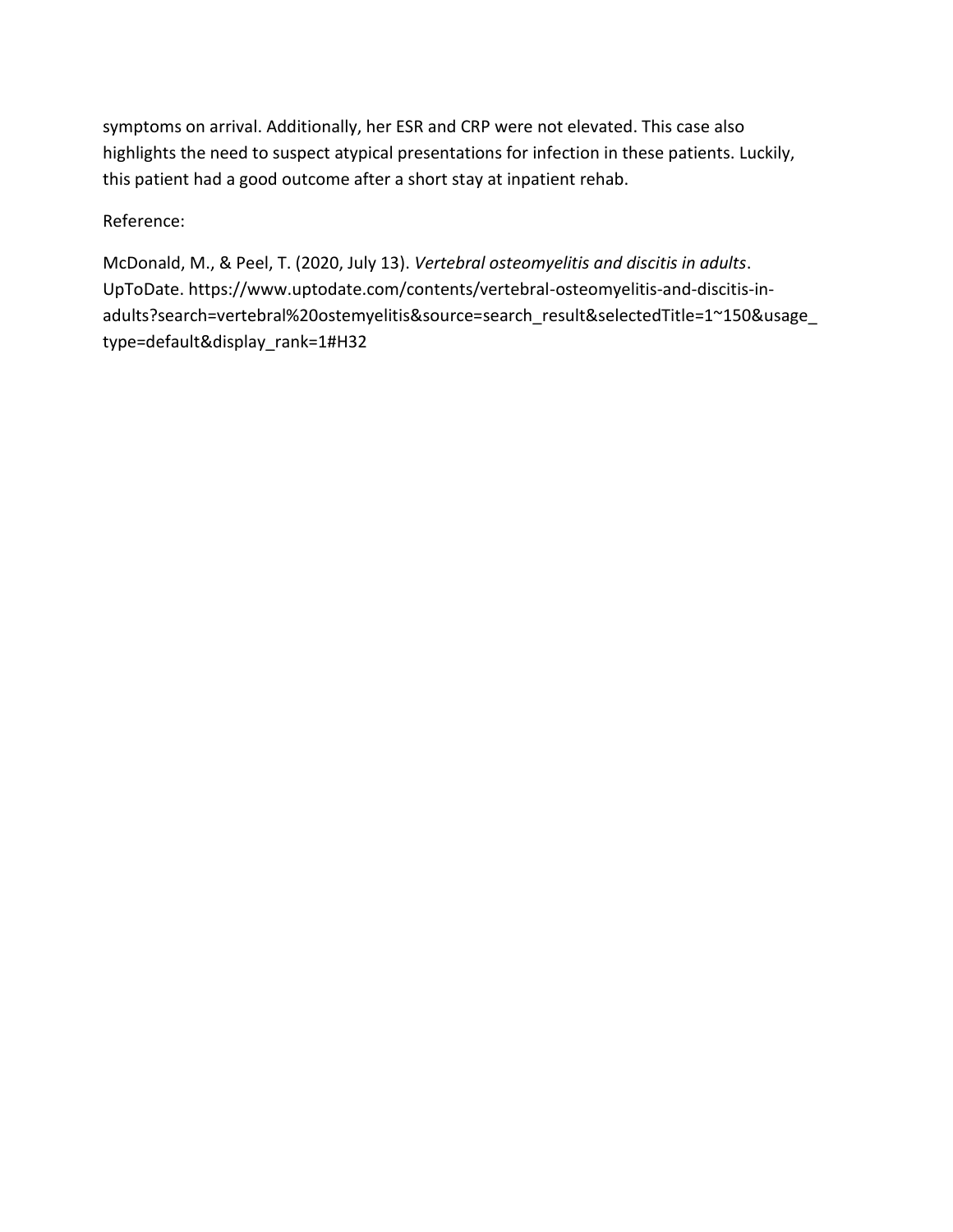symptoms on arrival. Additionally, her ESR and CRP were not elevated. This case also highlights the need to suspect atypical presentations for infection in these patients. Luckily, this patient had a good outcome after a short stay at inpatient rehab.

Reference:

McDonald, M., & Peel, T. (2020, July 13). *Vertebral osteomyelitis and discitis in adults*. UpToDate. https://www.uptodate.com/contents/vertebral-osteomyelitis-and-discitis-in-adults?search=vertebral%20ostemyelitis&source=search_result&selectedTitle=1~150&usage_type=default&display_rank=1#H32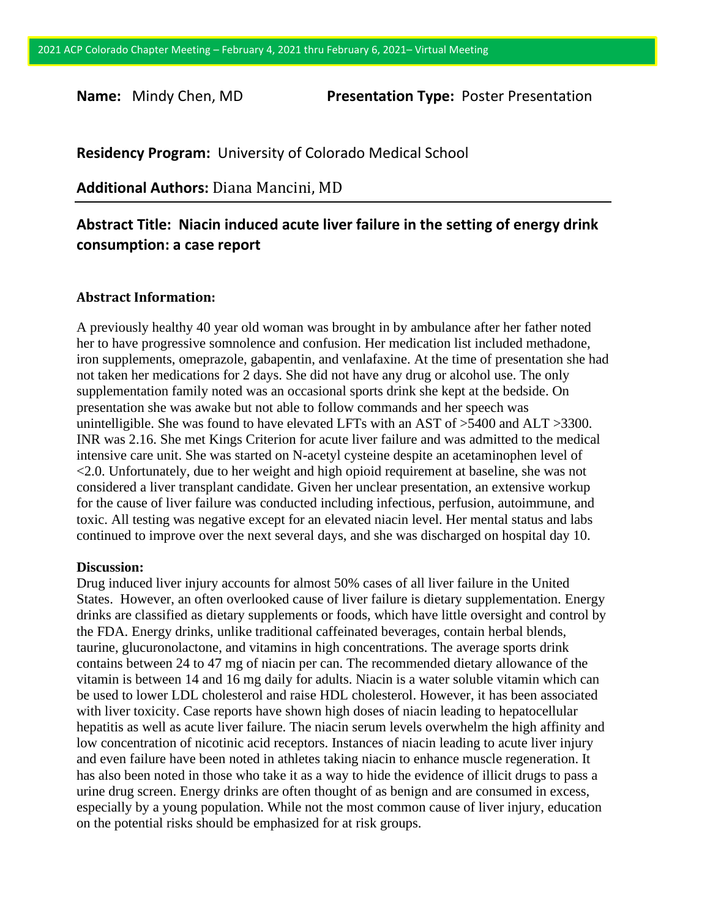**Name:** Mindy Chen, MD **Presentation Type:** Poster Presentation

**Residency Program:** University of Colorado Medical School

**Additional Authors:** Diana Mancini, MD

## Abstract Title: Niacin induced acute liver failure in the setting of energy drink consumption: a case report

**Abstract Information:**

A previously healthy 40 year old woman was brought in by ambulance after her father noted her to have progressive somnolence and confusion. Her medication list included methadone, iron supplements, omeprazole, gabapentin, and venlafaxine. At the time of presentation she had not taken her medications for 2 days. She did not have any drug or alcohol use. The only supplementation family noted was an occasional sports drink she kept at the bedside. On presentation she was awake but not able to follow commands and her speech was unintelligible. She was found to have elevated LFTs with an AST of >5400 and ALT >3300. INR was 2.16. She met Kings Criterion for acute liver failure and was admitted to the medical intensive care unit. She was started on N-acetyl cysteine despite an acetaminophen level of <2.0. Unfortunately, due to her weight and high opioid requirement at baseline, she was not considered a liver transplant candidate. Given her unclear presentation, an extensive workup for the cause of liver failure was conducted including infectious, perfusion, autoimmune, and toxic. All testing was negative except for an elevated niacin level. Her mental status and labs continued to improve over the next several days, and she was discharged on hospital day 10.

**Discussion:**

Drug induced liver injury accounts for almost 50% cases of all liver failure in the United States. However, an often overlooked cause of liver failure is dietary supplementation. Energy drinks are classified as dietary supplements or foods, which have little oversight and control by the FDA. Energy drinks, unlike traditional caffeinated beverages, contain herbal blends, taurine, glucuronolactone, and vitamins in high concentrations. The average sports drink contains between 24 to 47 mg of niacin per can. The recommended dietary allowance of the vitamin is between 14 and 16 mg daily for adults. Niacin is a water soluble vitamin which can be used to lower LDL cholesterol and raise HDL cholesterol. However, it has been associated with liver toxicity. Case reports have shown high doses of niacin leading to hepatocellular hepatitis as well as acute liver failure. The niacin serum levels overwhelm the high affinity and low concentration of nicotinic acid receptors. Instances of niacin leading to acute liver injury and even failure have been noted in athletes taking niacin to enhance muscle regeneration. It has also been noted in those who take it as a way to hide the evidence of illicit drugs to pass a urine drug screen. Energy drinks are often thought of as benign and are consumed in excess, especially by a young population. While not the most common cause of liver injury, education on the potential risks should be emphasized for at risk groups.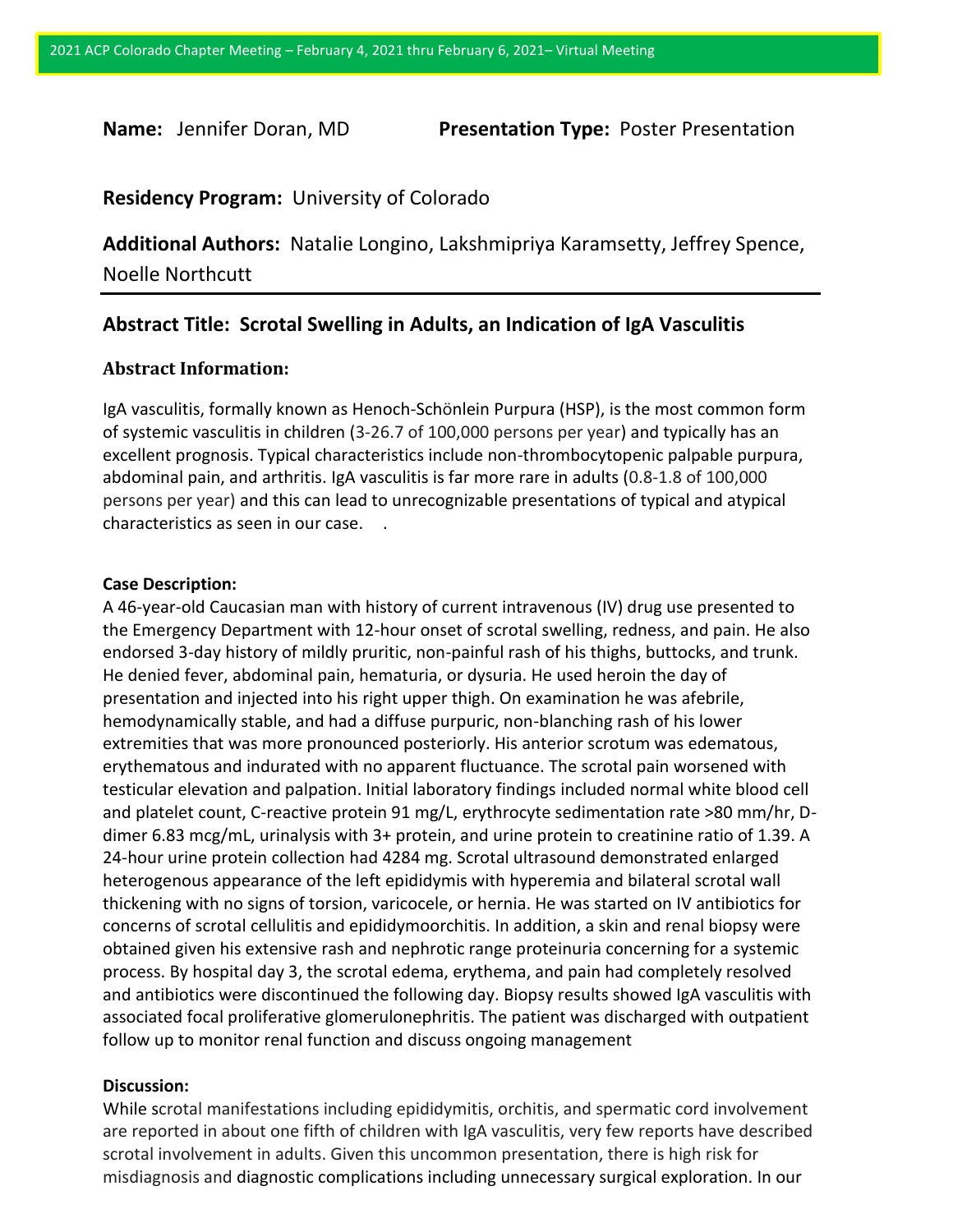**Name:** Jennifer Doran, MD **Presentation Type:** Poster Presentation

**Residency Program:** University of Colorado

**Additional Authors:** Natalie Longino, Lakshmipriya Karamsetty, Jeffrey Spence, Noelle Northcutt

## Abstract Title: Scrotal Swelling in Adults, an Indication of IgA Vasculitis

### Abstract Information:

IgA vasculitis, formally known as Henoch-Schönlein Purpura (HSP), is the most common form of systemic vasculitis in children (3-26.7 of 100,000 persons per year) and typically has an excellent prognosis. Typical characteristics include non-thrombocytopenic palpable purpura, abdominal pain, and arthritis. IgA vasculitis is far more rare in adults (0.8-1.8 of 100,000 persons per year) and this can lead to unrecognizable presentations of typical and atypical characteristics as seen in our case.

**Case Description:**

A 46-year-old Caucasian man with history of current intravenous (IV) drug use presented to the Emergency Department with 12-hour onset of scrotal swelling, redness, and pain. He also endorsed 3-day history of mildly pruritic, non-painful rash of his thighs, buttocks, and trunk. He denied fever, abdominal pain, hematuria, or dysuria. He used heroin the day of presentation and injected into his right upper thigh. On examination he was afebrile, hemodynamically stable, and had a diffuse purpuric, non-blanching rash of his lower extremities that was more pronounced posteriorly. His anterior scrotum was edematous, erythematous and indurated with no apparent fluctuance. The scrotal pain worsened with testicular elevation and palpation. Initial laboratory findings included normal white blood cell and platelet count, C-reactive protein 91 mg/L, erythrocyte sedimentation rate >80 mm/hr, D-dimer 6.83 mcg/mL, urinalysis with 3+ protein, and urine protein to creatinine ratio of 1.39. A 24-hour urine protein collection had 4284 mg. Scrotal ultrasound demonstrated enlarged heterogenous appearance of the left epididymis with hyperemia and bilateral scrotal wall thickening with no signs of torsion, varicocele, or hernia. He was started on IV antibiotics for concerns of scrotal cellulitis and epididymoorchitis. In addition, a skin and renal biopsy were obtained given his extensive rash and nephrotic range proteinuria concerning for a systemic process. By hospital day 3, the scrotal edema, erythema, and pain had completely resolved and antibiotics were discontinued the following day. Biopsy results showed IgA vasculitis with associated focal proliferative glomerulonephritis. The patient was discharged with outpatient follow up to monitor renal function and discuss ongoing management

**Discussion:**

While scrotal manifestations including epididymitis, orchitis, and spermatic cord involvement are reported in about one fifth of children with IgA vasculitis, very few reports have described scrotal involvement in adults. Given this uncommon presentation, there is high risk for misdiagnosis and diagnostic complications including unnecessary surgical exploration. In our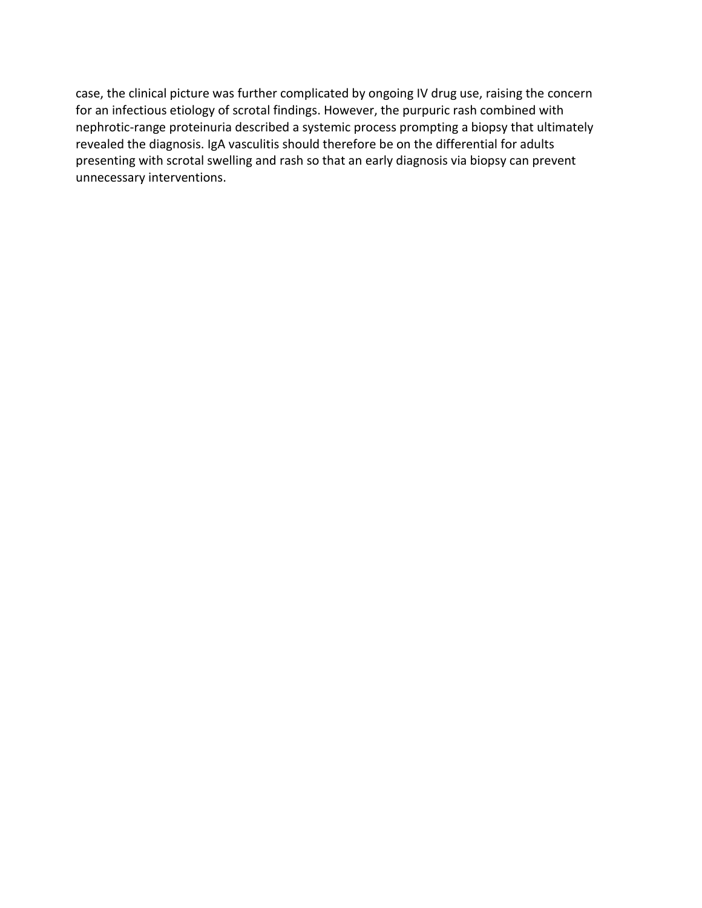case, the clinical picture was further complicated by ongoing IV drug use, raising the concern for an infectious etiology of scrotal findings. However, the purpuric rash combined with nephrotic-range proteinuria described a systemic process prompting a biopsy that ultimately revealed the diagnosis. IgA vasculitis should therefore be on the differential for adults presenting with scrotal swelling and rash so that an early diagnosis via biopsy can prevent unnecessary interventions.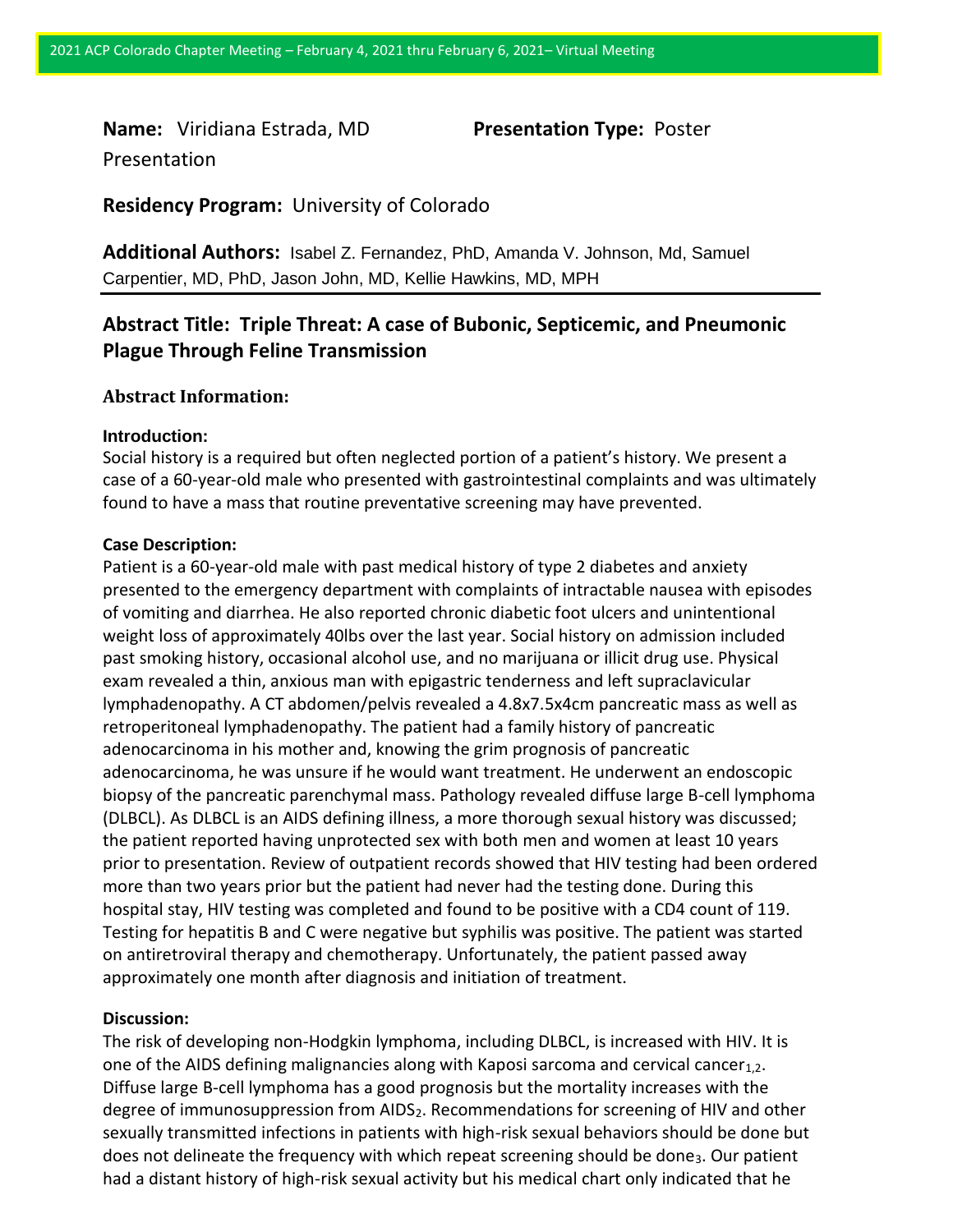**Name:** Viridiana Estrada, MD **Presentation Type:** Poster Presentation

**Residency Program:** University of Colorado

**Additional Authors:** Isabel Z. Fernandez, PhD, Amanda V. Johnson, Md, Samuel Carpentier, MD, PhD, Jason John, MD, Kellie Hawkins, MD, MPH

## Abstract Title: Triple Threat: A case of Bubonic, Septicemic, and Pneumonic Plague Through Feline Transmission

### Abstract Information:

**Introduction:**

Social history is a required but often neglected portion of a patient's history. We present a case of a 60-year-old male who presented with gastrointestinal complaints and was ultimately found to have a mass that routine preventative screening may have prevented.

**Case Description:**

Patient is a 60-year-old male with past medical history of type 2 diabetes and anxiety presented to the emergency department with complaints of intractable nausea with episodes of vomiting and diarrhea. He also reported chronic diabetic foot ulcers and unintentional weight loss of approximately 40lbs over the last year. Social history on admission included past smoking history, occasional alcohol use, and no marijuana or illicit drug use. Physical exam revealed a thin, anxious man with epigastric tenderness and left supraclavicular lymphadenopathy. A CT abdomen/pelvis revealed a 4.8x7.5x4cm pancreatic mass as well as retroperitoneal lymphadenopathy. The patient had a family history of pancreatic adenocarcinoma in his mother and, knowing the grim prognosis of pancreatic adenocarcinoma, he was unsure if he would want treatment. He underwent an endoscopic biopsy of the pancreatic parenchymal mass. Pathology revealed diffuse large B-cell lymphoma (DLBCL). As DLBCL is an AIDS defining illness, a more thorough sexual history was discussed; the patient reported having unprotected sex with both men and women at least 10 years prior to presentation. Review of outpatient records showed that HIV testing had been ordered more than two years prior but the patient had never had the testing done. During this hospital stay, HIV testing was completed and found to be positive with a CD4 count of 119. Testing for hepatitis B and C were negative but syphilis was positive. The patient was started on antiretroviral therapy and chemotherapy. Unfortunately, the patient passed away approximately one month after diagnosis and initiation of treatment.

**Discussion:**

The risk of developing non-Hodgkin lymphoma, including DLBCL, is increased with HIV. It is one of the AIDS defining malignancies along with Kaposi sarcoma and cervical cancer[1,2]. Diffuse large B-cell lymphoma has a good prognosis but the mortality increases with the degree of immunosuppression from AIDS[2]. Recommendations for screening of HIV and other sexually transmitted infections in patients with high-risk sexual behaviors should be done but does not delineate the frequency with which repeat screening should be done[3]. Our patient had a distant history of high-risk sexual activity but his medical chart only indicated that he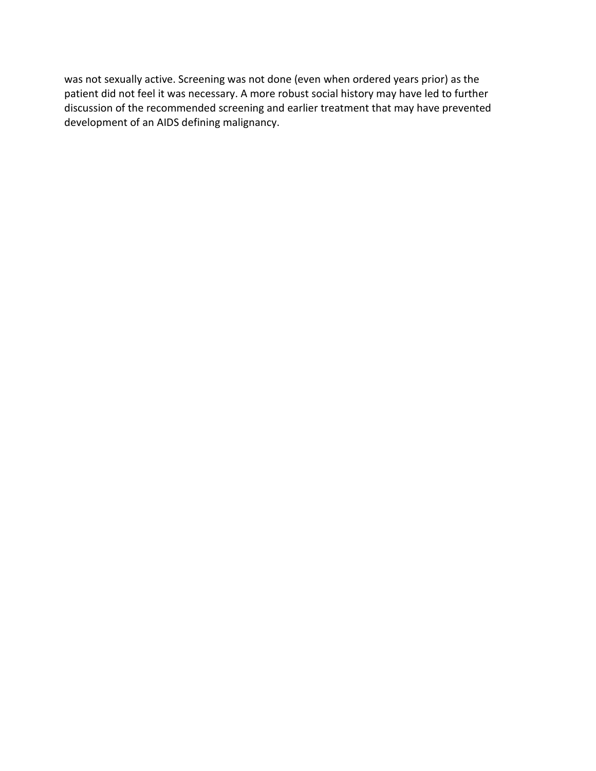was not sexually active. Screening was not done (even when ordered years prior) as the patient did not feel it was necessary. A more robust social history may have led to further discussion of the recommended screening and earlier treatment that may have prevented development of an AIDS defining malignancy.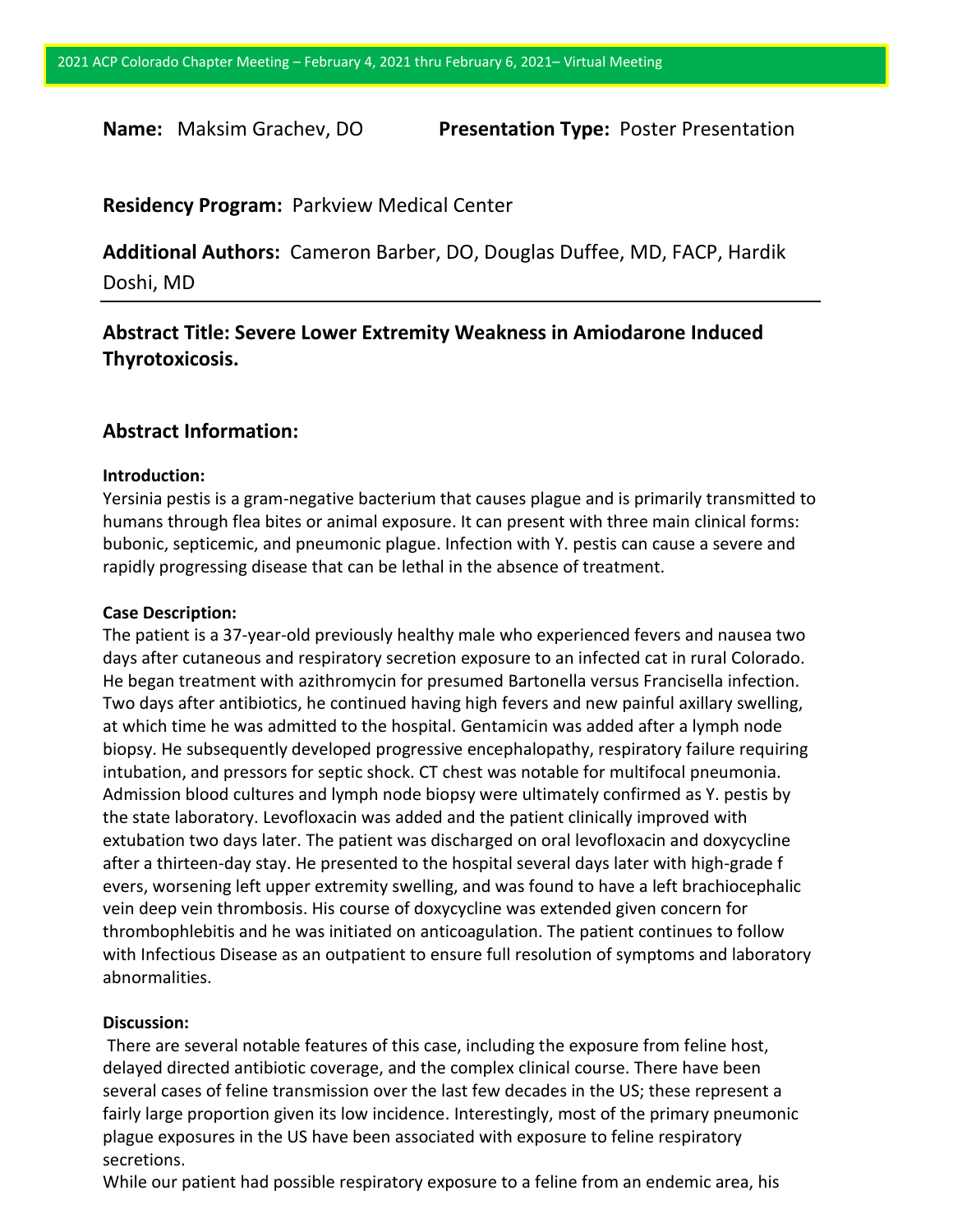**Name:** Maksim Grachev, DO **Presentation Type:** Poster Presentation

**Residency Program:** Parkview Medical Center

**Additional Authors:** Cameron Barber, DO, Douglas Duffee, MD, FACP, Hardik Doshi, MD

---

## Abstract Title: Severe Lower Extremity Weakness in Amiodarone Induced Thyrotoxicosis.

## Abstract Information:

**Introduction:**

Yersinia pestis is a gram-negative bacterium that causes plague and is primarily transmitted to humans through flea bites or animal exposure. It can present with three main clinical forms: bubonic, septicemic, and pneumonic plague. Infection with Y. pestis can cause a severe and rapidly progressing disease that can be lethal in the absence of treatment.

**Case Description:**

The patient is a 37-year-old previously healthy male who experienced fevers and nausea two days after cutaneous and respiratory secretion exposure to an infected cat in rural Colorado. He began treatment with azithromycin for presumed Bartonella versus Francisella infection. Two days after antibiotics, he continued having high fevers and new painful axillary swelling, at which time he was admitted to the hospital. Gentamicin was added after a lymph node biopsy. He subsequently developed progressive encephalopathy, respiratory failure requiring intubation, and pressors for septic shock. CT chest was notable for multifocal pneumonia. Admission blood cultures and lymph node biopsy were ultimately confirmed as Y. pestis by the state laboratory. Levofloxacin was added and the patient clinically improved with extubation two days later. The patient was discharged on oral levofloxacin and doxycycline after a thirteen-day stay. He presented to the hospital several days later with high-grade f evers, worsening left upper extremity swelling, and was found to have a left brachiocephalic vein deep vein thrombosis. His course of doxycycline was extended given concern for thrombophlebitis and he was initiated on anticoagulation. The patient continues to follow with Infectious Disease as an outpatient to ensure full resolution of symptoms and laboratory abnormalities.

**Discussion:**

There are several notable features of this case, including the exposure from feline host, delayed directed antibiotic coverage, and the complex clinical course. There have been several cases of feline transmission over the last few decades in the US; these represent a fairly large proportion given its low incidence. Interestingly, most of the primary pneumonic plague exposures in the US have been associated with exposure to feline respiratory secretions.

While our patient had possible respiratory exposure to a feline from an endemic area, his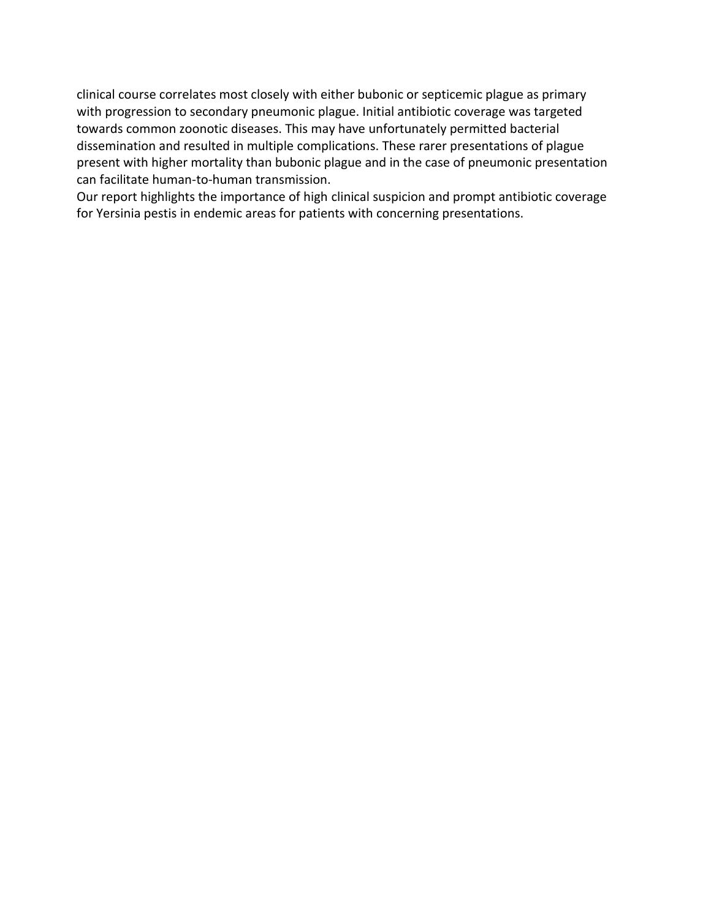clinical course correlates most closely with either bubonic or septicemic plague as primary with progression to secondary pneumonic plague. Initial antibiotic coverage was targeted towards common zoonotic diseases. This may have unfortunately permitted bacterial dissemination and resulted in multiple complications. These rarer presentations of plague present with higher mortality than bubonic plague and in the case of pneumonic presentation can facilitate human-to-human transmission.

Our report highlights the importance of high clinical suspicion and prompt antibiotic coverage for Yersinia pestis in endemic areas for patients with concerning presentations.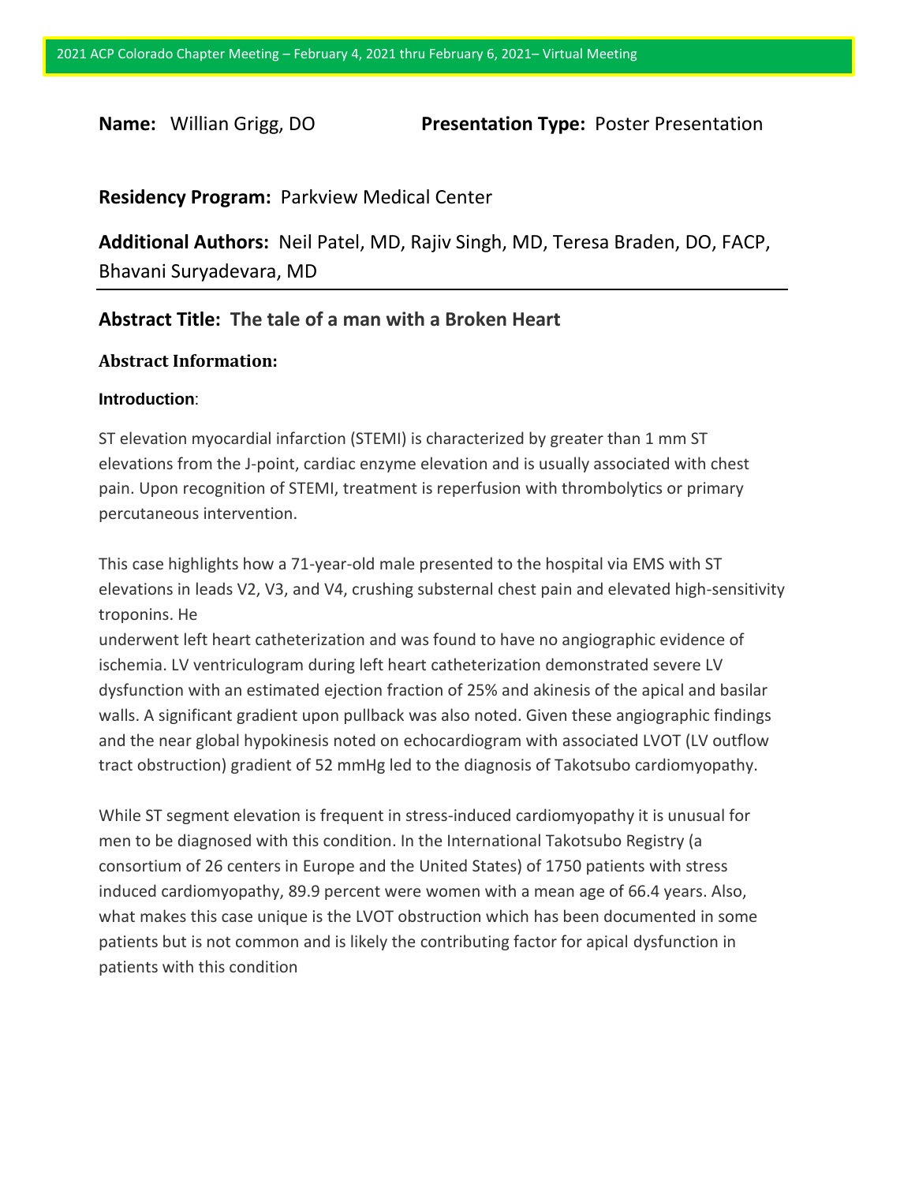**Name:** Willian Grigg, DO **Presentation Type:** Poster Presentation

**Residency Program:** Parkview Medical Center

**Additional Authors:** Neil Patel, MD, Rajiv Singh, MD, Teresa Braden, DO, FACP, Bhavani Suryadevara, MD

---

## Abstract Title: The tale of a man with a Broken Heart

### Abstract Information:

**Introduction**:

ST elevation myocardial infarction (STEMI) is characterized by greater than 1 mm ST elevations from the J-point, cardiac enzyme elevation and is usually associated with chest pain. Upon recognition of STEMI, treatment is reperfusion with thrombolytics or primary percutaneous intervention.

This case highlights how a 71-year-old male presented to the hospital via EMS with ST elevations in leads V2, V3, and V4, crushing substernal chest pain and elevated high-sensitivity troponins. He
underwent left heart catheterization and was found to have no angiographic evidence of ischemia. LV ventriculogram during left heart catheterization demonstrated severe LV dysfunction with an estimated ejection fraction of 25% and akinesis of the apical and basilar walls. A significant gradient upon pullback was also noted. Given these angiographic findings and the near global hypokinesis noted on echocardiogram with associated LVOT (LV outflow tract obstruction) gradient of 52 mmHg led to the diagnosis of Takotsubo cardiomyopathy.

While ST segment elevation is frequent in stress-induced cardiomyopathy it is unusual for men to be diagnosed with this condition. In the International Takotsubo Registry (a consortium of 26 centers in Europe and the United States) of 1750 patients with stress induced cardiomyopathy, 89.9 percent were women with a mean age of 66.4 years. Also, what makes this case unique is the LVOT obstruction which has been documented in some patients but is not common and is likely the contributing factor for apical dysfunction in patients with this condition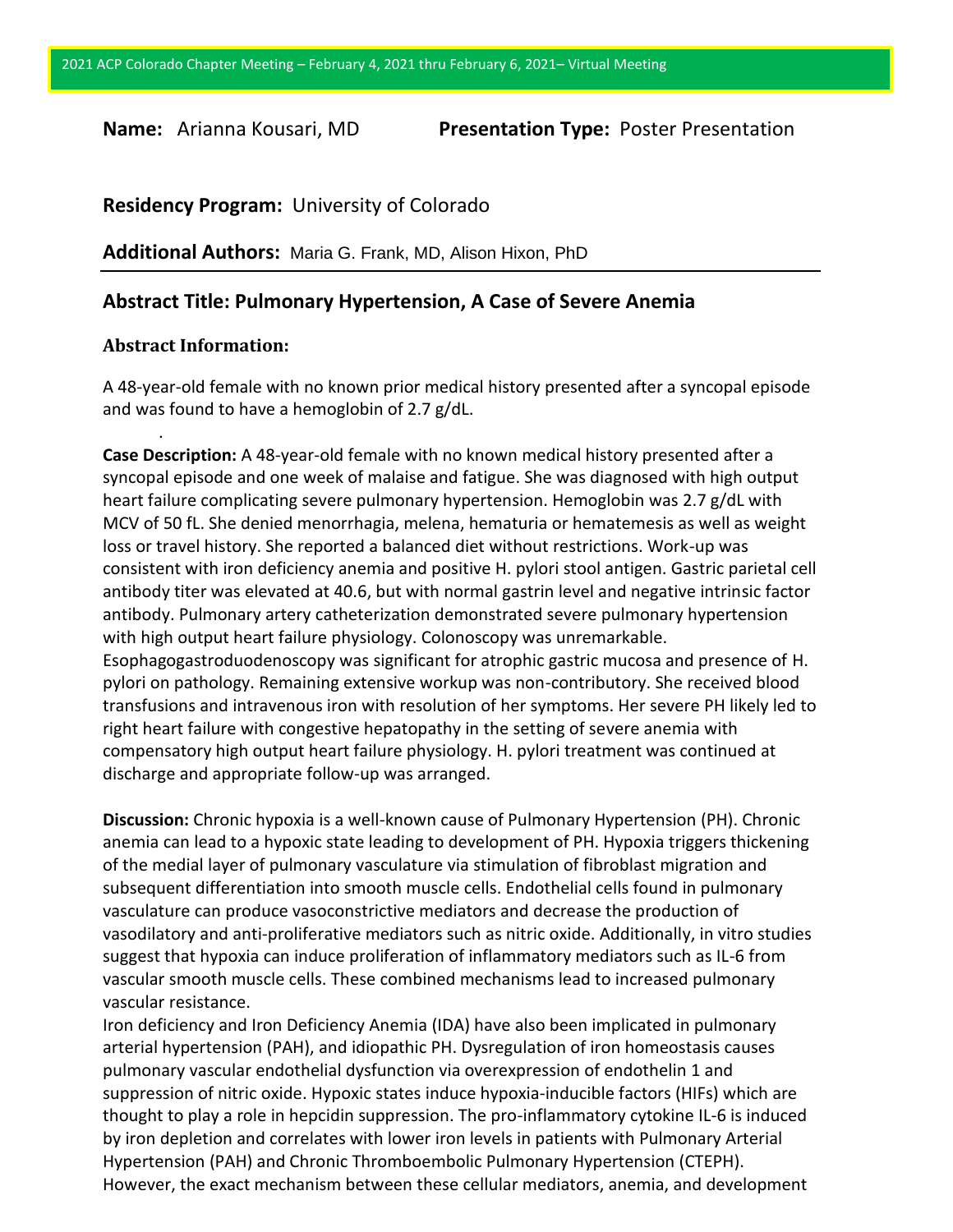**Name:** Arianna Kousari, MD **Presentation Type:** Poster Presentation

**Residency Program:** University of Colorado

**Additional Authors:** Maria G. Frank, MD, Alison Hixon, PhD

## Abstract Title: Pulmonary Hypertension, A Case of Severe Anemia

### Abstract Information:

A 48-year-old female with no known prior medical history presented after a syncopal episode and was found to have a hemoglobin of 2.7 g/dL.

**Case Description:** A 48-year-old female with no known medical history presented after a syncopal episode and one week of malaise and fatigue. She was diagnosed with high output heart failure complicating severe pulmonary hypertension. Hemoglobin was 2.7 g/dL with MCV of 50 fL. She denied menorrhagia, melena, hematuria or hematemesis as well as weight loss or travel history. She reported a balanced diet without restrictions. Work-up was consistent with iron deficiency anemia and positive H. pylori stool antigen. Gastric parietal cell antibody titer was elevated at 40.6, but with normal gastrin level and negative intrinsic factor antibody. Pulmonary artery catheterization demonstrated severe pulmonary hypertension with high output heart failure physiology. Colonoscopy was unremarkable. Esophagogastroduodenoscopy was significant for atrophic gastric mucosa and presence of H. pylori on pathology. Remaining extensive workup was non-contributory. She received blood transfusions and intravenous iron with resolution of her symptoms. Her severe PH likely led to right heart failure with congestive hepatopathy in the setting of severe anemia with compensatory high output heart failure physiology. H. pylori treatment was continued at discharge and appropriate follow-up was arranged.

**Discussion:** Chronic hypoxia is a well-known cause of Pulmonary Hypertension (PH). Chronic anemia can lead to a hypoxic state leading to development of PH. Hypoxia triggers thickening of the medial layer of pulmonary vasculature via stimulation of fibroblast migration and subsequent differentiation into smooth muscle cells. Endothelial cells found in pulmonary vasculature can produce vasoconstrictive mediators and decrease the production of vasodilatory and anti-proliferative mediators such as nitric oxide. Additionally, in vitro studies suggest that hypoxia can induce proliferation of inflammatory mediators such as IL-6 from vascular smooth muscle cells. These combined mechanisms lead to increased pulmonary vascular resistance.

Iron deficiency and Iron Deficiency Anemia (IDA) have also been implicated in pulmonary arterial hypertension (PAH), and idiopathic PH. Dysregulation of iron homeostasis causes pulmonary vascular endothelial dysfunction via overexpression of endothelin 1 and suppression of nitric oxide. Hypoxic states induce hypoxia-inducible factors (HIFs) which are thought to play a role in hepcidin suppression. The pro-inflammatory cytokine IL-6 is induced by iron depletion and correlates with lower iron levels in patients with Pulmonary Arterial Hypertension (PAH) and Chronic Thromboembolic Pulmonary Hypertension (CTEPH). However, the exact mechanism between these cellular mediators, anemia, and development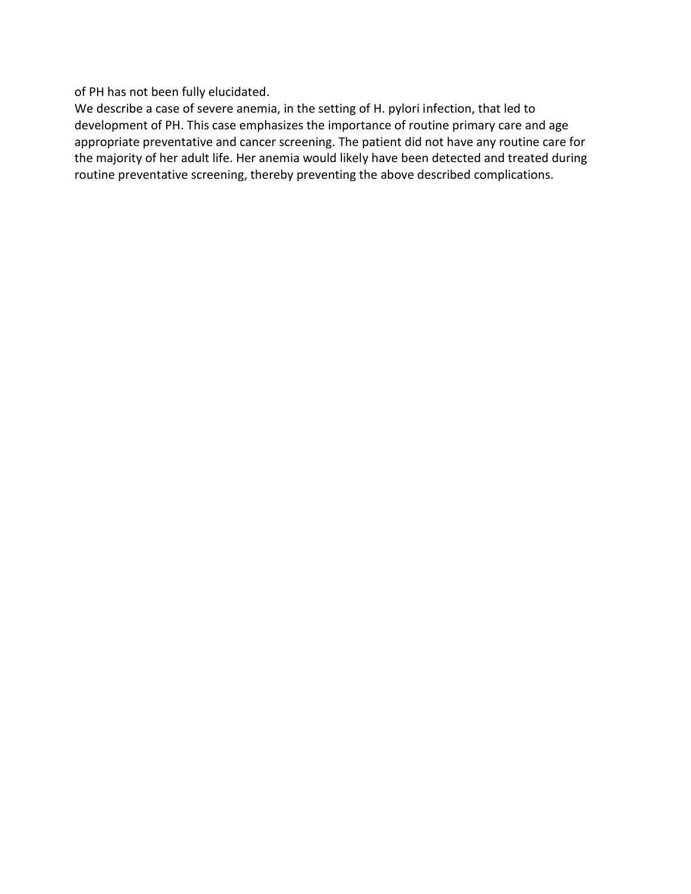of PH has not been fully elucidated.

We describe a case of severe anemia, in the setting of H. pylori infection, that led to development of PH. This case emphasizes the importance of routine primary care and age appropriate preventative and cancer screening. The patient did not have any routine care for the majority of her adult life. Her anemia would likely have been detected and treated during routine preventative screening, thereby preventing the above described complications.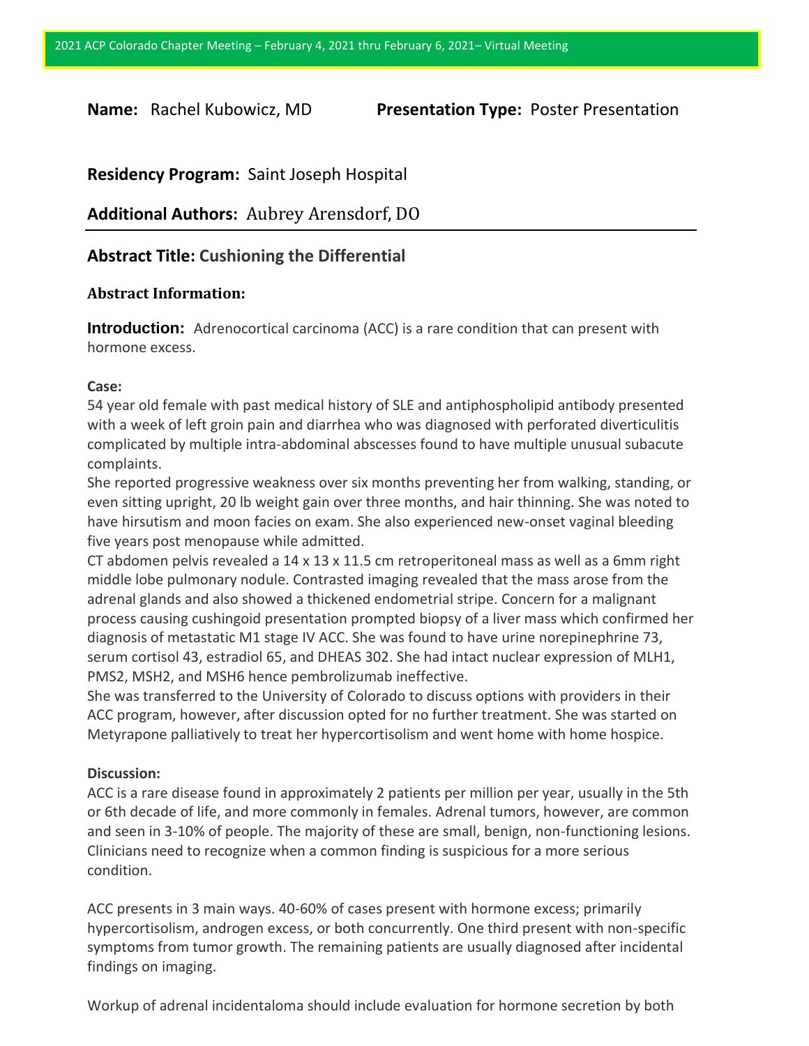**Name:** Rachel Kubowicz, MD **Presentation Type:** Poster Presentation

**Residency Program:** Saint Joseph Hospital

**Additional Authors:** Aubrey Arensdorf, DO

**Abstract Title: Cushioning the Differential**

**Abstract Information:**

**Introduction:** Adrenocortical carcinoma (ACC) is a rare condition that can present with hormone excess.

**Case:**

54 year old female with past medical history of SLE and antiphospholipid antibody presented with a week of left groin pain and diarrhea who was diagnosed with perforated diverticulitis complicated by multiple intra-abdominal abscesses found to have multiple unusual subacute complaints.

She reported progressive weakness over six months preventing her from walking, standing, or even sitting upright, 20 lb weight gain over three months, and hair thinning. She was noted to have hirsutism and moon facies on exam. She also experienced new-onset vaginal bleeding five years post menopause while admitted.

CT abdomen pelvis revealed a 14 x 13 x 11.5 cm retroperitoneal mass as well as a 6mm right middle lobe pulmonary nodule. Contrasted imaging revealed that the mass arose from the adrenal glands and also showed a thickened endometrial stripe. Concern for a malignant process causing cushingoid presentation prompted biopsy of a liver mass which confirmed her diagnosis of metastatic M1 stage IV ACC. She was found to have urine norepinephrine 73, serum cortisol 43, estradiol 65, and DHEAS 302. She had intact nuclear expression of MLH1, PMS2, MSH2, and MSH6 hence pembrolizumab ineffective.

She was transferred to the University of Colorado to discuss options with providers in their ACC program, however, after discussion opted for no further treatment. She was started on Metyrapone palliatively to treat her hypercortisolism and went home with home hospice.

**Discussion:**

ACC is a rare disease found in approximately 2 patients per million per year, usually in the 5th or 6th decade of life, and more commonly in females. Adrenal tumors, however, are common and seen in 3-10% of people. The majority of these are small, benign, non-functioning lesions. Clinicians need to recognize when a common finding is suspicious for a more serious condition.

ACC presents in 3 main ways. 40-60% of cases present with hormone excess; primarily hypercortisolism, androgen excess, or both concurrently. One third present with non-specific symptoms from tumor growth. The remaining patients are usually diagnosed after incidental findings on imaging.

Workup of adrenal incidentaloma should include evaluation for hormone secretion by both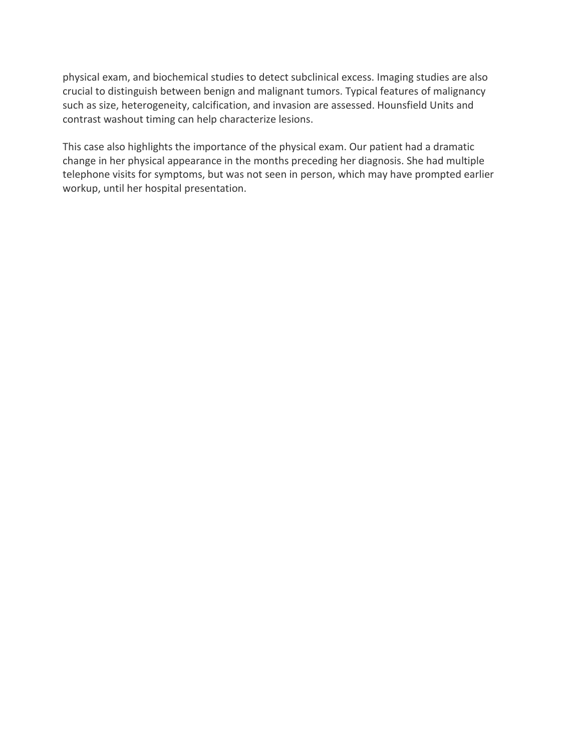physical exam, and biochemical studies to detect subclinical excess. Imaging studies are also crucial to distinguish between benign and malignant tumors. Typical features of malignancy such as size, heterogeneity, calcification, and invasion are assessed. Hounsfield Units and contrast washout timing can help characterize lesions.

This case also highlights the importance of the physical exam. Our patient had a dramatic change in her physical appearance in the months preceding her diagnosis. She had multiple telephone visits for symptoms, but was not seen in person, which may have prompted earlier workup, until her hospital presentation.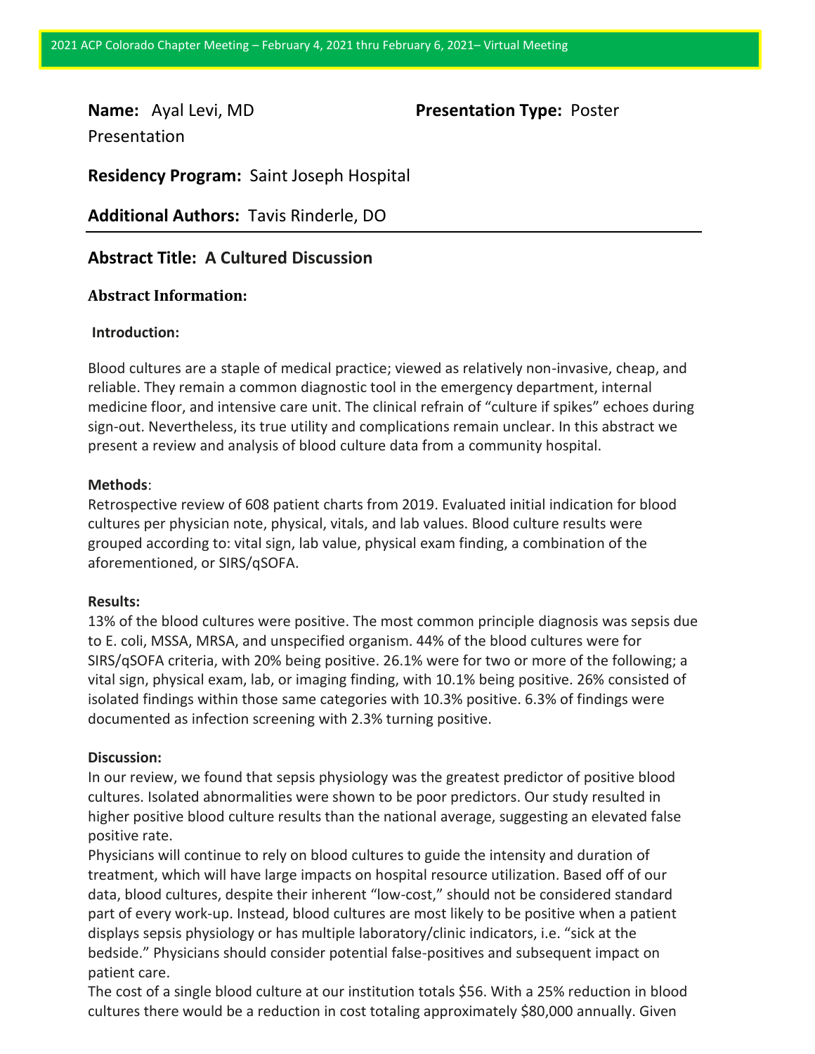2021 ACP Colorado Chapter Meeting – February 4, 2021 thru February 6, 2021– Virtual Meeting

**Name:** Ayal Levi, MD **Presentation Type:** Poster Presentation

**Residency Program:** Saint Joseph Hospital

**Additional Authors:** Tavis Rinderle, DO

## Abstract Title: A Cultured Discussion

### Abstract Information:

**Introduction:**

Blood cultures are a staple of medical practice; viewed as relatively non-invasive, cheap, and reliable. They remain a common diagnostic tool in the emergency department, internal medicine floor, and intensive care unit. The clinical refrain of "culture if spikes" echoes during sign-out. Nevertheless, its true utility and complications remain unclear. In this abstract we present a review and analysis of blood culture data from a community hospital.

**Methods**:

Retrospective review of 608 patient charts from 2019. Evaluated initial indication for blood cultures per physician note, physical, vitals, and lab values. Blood culture results were grouped according to: vital sign, lab value, physical exam finding, a combination of the aforementioned, or SIRS/qSOFA.

**Results:**

13% of the blood cultures were positive. The most common principle diagnosis was sepsis due to E. coli, MSSA, MRSA, and unspecified organism. 44% of the blood cultures were for SIRS/qSOFA criteria, with 20% being positive. 26.1% were for two or more of the following; a vital sign, physical exam, lab, or imaging finding, with 10.1% being positive. 26% consisted of isolated findings within those same categories with 10.3% positive. 6.3% of findings were documented as infection screening with 2.3% turning positive.

**Discussion:**

In our review, we found that sepsis physiology was the greatest predictor of positive blood cultures. Isolated abnormalities were shown to be poor predictors. Our study resulted in higher positive blood culture results than the national average, suggesting an elevated false positive rate.

Physicians will continue to rely on blood cultures to guide the intensity and duration of treatment, which will have large impacts on hospital resource utilization. Based off of our data, blood cultures, despite their inherent "low-cost," should not be considered standard part of every work-up. Instead, blood cultures are most likely to be positive when a patient displays sepsis physiology or has multiple laboratory/clinic indicators, i.e. "sick at the bedside." Physicians should consider potential false-positives and subsequent impact on patient care.

The cost of a single blood culture at our institution totals $56. With a 25% reduction in blood cultures there would be a reduction in cost totaling approximately $80,000 annually. Given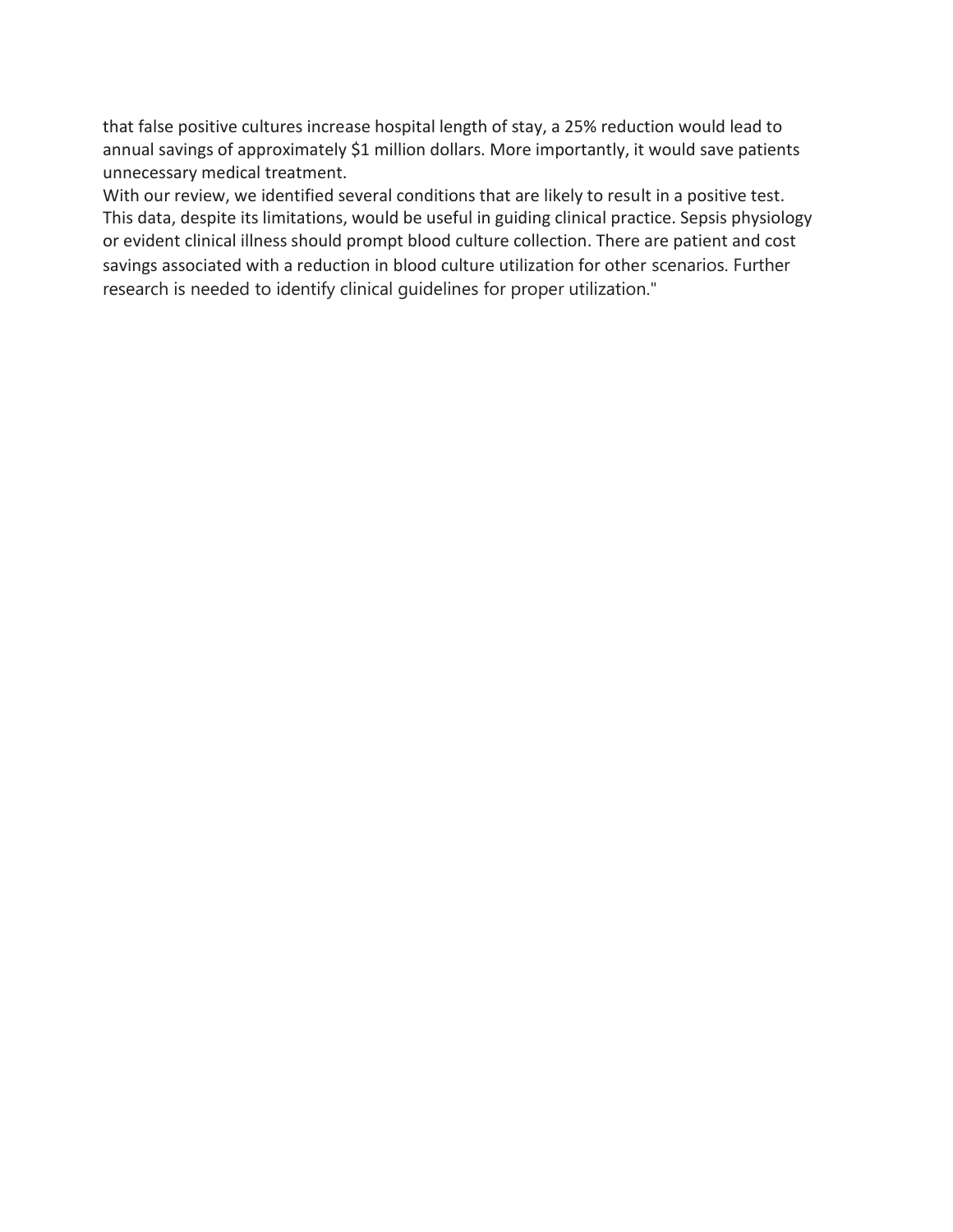that false positive cultures increase hospital length of stay, a 25% reduction would lead to annual savings of approximately $1 million dollars. More importantly, it would save patients unnecessary medical treatment.

With our review, we identified several conditions that are likely to result in a positive test. This data, despite its limitations, would be useful in guiding clinical practice. Sepsis physiology or evident clinical illness should prompt blood culture collection. There are patient and cost savings associated with a reduction in blood culture utilization for other scenarios. Further research is needed to identify clinical guidelines for proper utilization."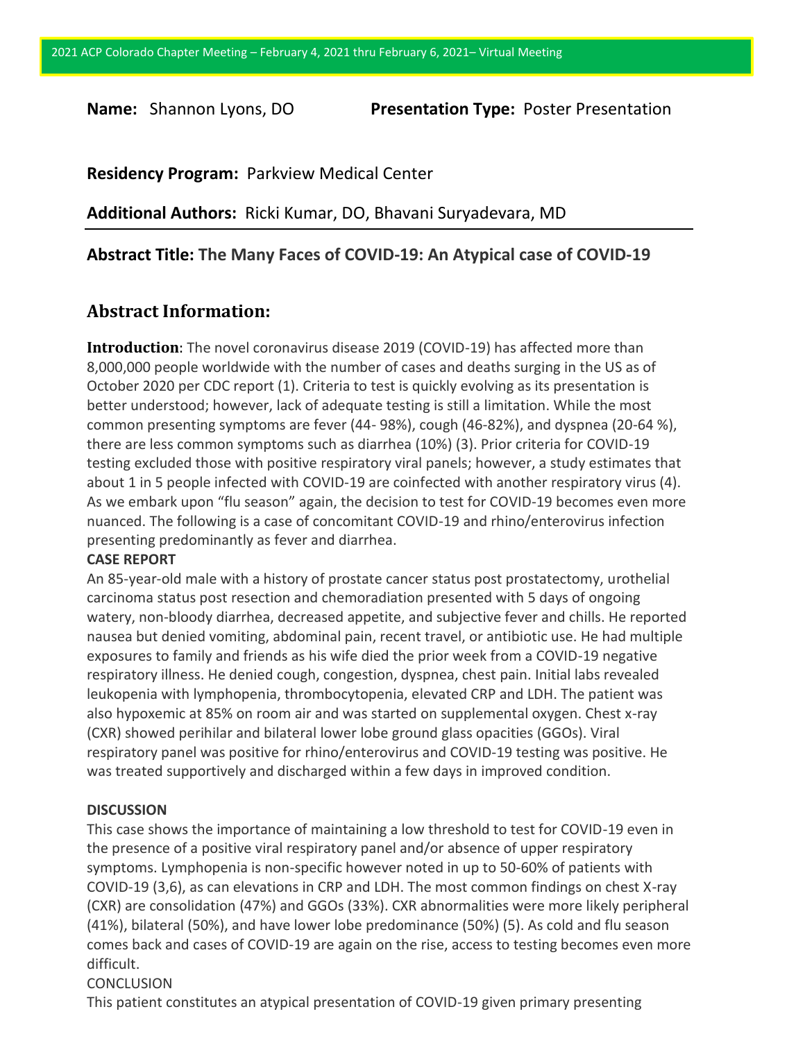2021 ACP Colorado Chapter Meeting – February 4, 2021 thru February 6, 2021– Virtual Meeting

**Name:** Shannon Lyons, DO **Presentation Type:** Poster Presentation

**Residency Program:** Parkview Medical Center

**Additional Authors:** Ricki Kumar, DO, Bhavani Suryadevara, MD

**Abstract Title: The Many Faces of COVID-19: An Atypical case of COVID-19**

## Abstract Information:

**Introduction**: The novel coronavirus disease 2019 (COVID-19) has affected more than 8,000,000 people worldwide with the number of cases and deaths surging in the US as of October 2020 per CDC report (1). Criteria to test is quickly evolving as its presentation is better understood; however, lack of adequate testing is still a limitation. While the most common presenting symptoms are fever (44- 98%), cough (46-82%), and dyspnea (20-64 %), there are less common symptoms such as diarrhea (10%) (3). Prior criteria for COVID-19 testing excluded those with positive respiratory viral panels; however, a study estimates that about 1 in 5 people infected with COVID-19 are coinfected with another respiratory virus (4). As we embark upon "flu season" again, the decision to test for COVID-19 becomes even more nuanced. The following is a case of concomitant COVID-19 and rhino/enterovirus infection presenting predominantly as fever and diarrhea.

**CASE REPORT**

An 85-year-old male with a history of prostate cancer status post prostatectomy, urothelial carcinoma status post resection and chemoradiation presented with 5 days of ongoing watery, non-bloody diarrhea, decreased appetite, and subjective fever and chills. He reported nausea but denied vomiting, abdominal pain, recent travel, or antibiotic use. He had multiple exposures to family and friends as his wife died the prior week from a COVID-19 negative respiratory illness. He denied cough, congestion, dyspnea, chest pain. Initial labs revealed leukopenia with lymphopenia, thrombocytopenia, elevated CRP and LDH. The patient was also hypoxemic at 85% on room air and was started on supplemental oxygen. Chest x-ray (CXR) showed perihilar and bilateral lower lobe ground glass opacities (GGOs). Viral respiratory panel was positive for rhino/enterovirus and COVID-19 testing was positive. He was treated supportively and discharged within a few days in improved condition.

**DISCUSSION**

This case shows the importance of maintaining a low threshold to test for COVID-19 even in the presence of a positive viral respiratory panel and/or absence of upper respiratory symptoms. Lymphopenia is non-specific however noted in up to 50-60% of patients with COVID-19 (3,6), as can elevations in CRP and LDH. The most common findings on chest X-ray (CXR) are consolidation (47%) and GGOs (33%). CXR abnormalities were more likely peripheral (41%), bilateral (50%), and have lower lobe predominance (50%) (5). As cold and flu season comes back and cases of COVID-19 are again on the rise, access to testing becomes even more difficult.

CONCLUSION

This patient constitutes an atypical presentation of COVID-19 given primary presenting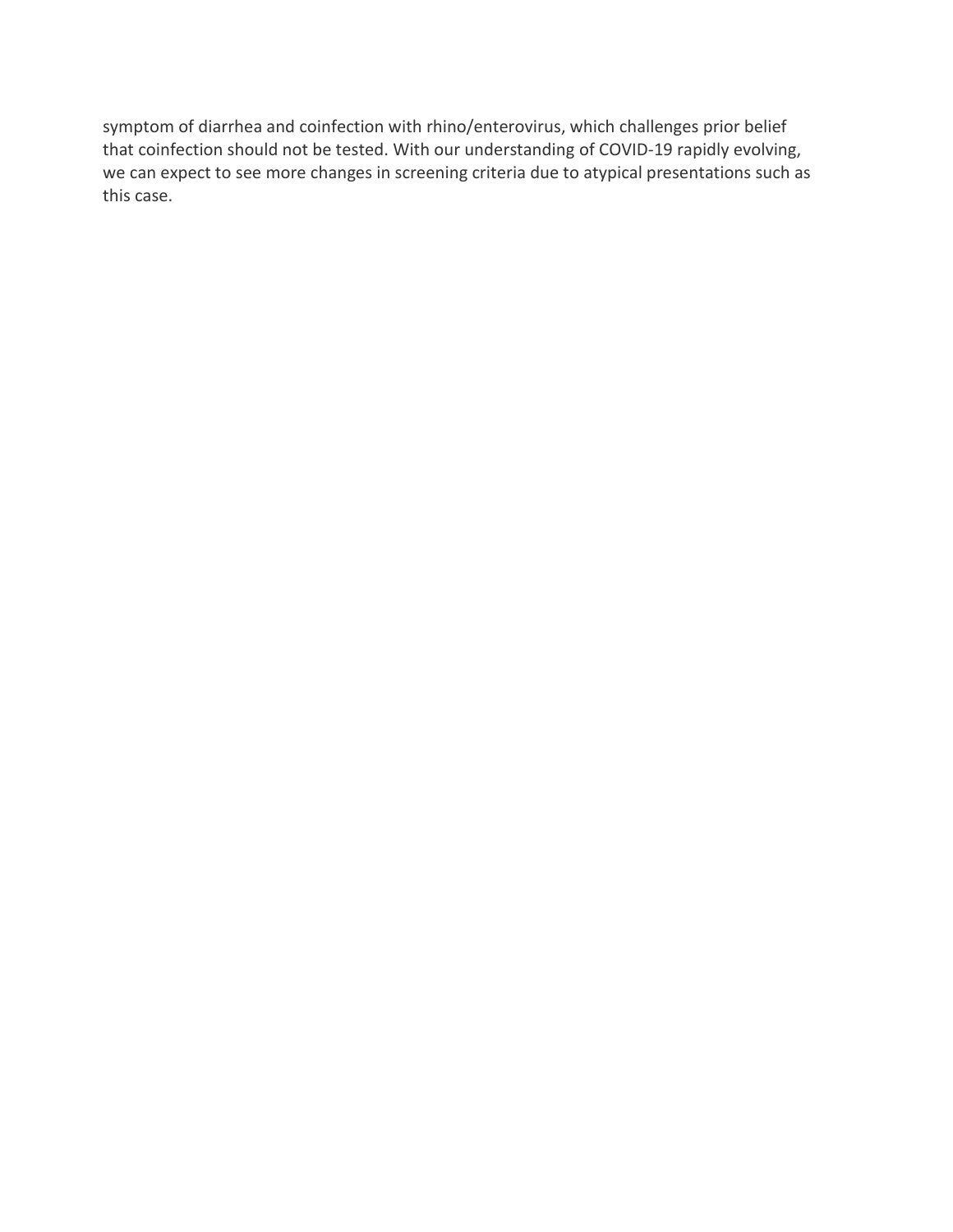symptom of diarrhea and coinfection with rhino/enterovirus, which challenges prior belief that coinfection should not be tested. With our understanding of COVID-19 rapidly evolving, we can expect to see more changes in screening criteria due to atypical presentations such as this case.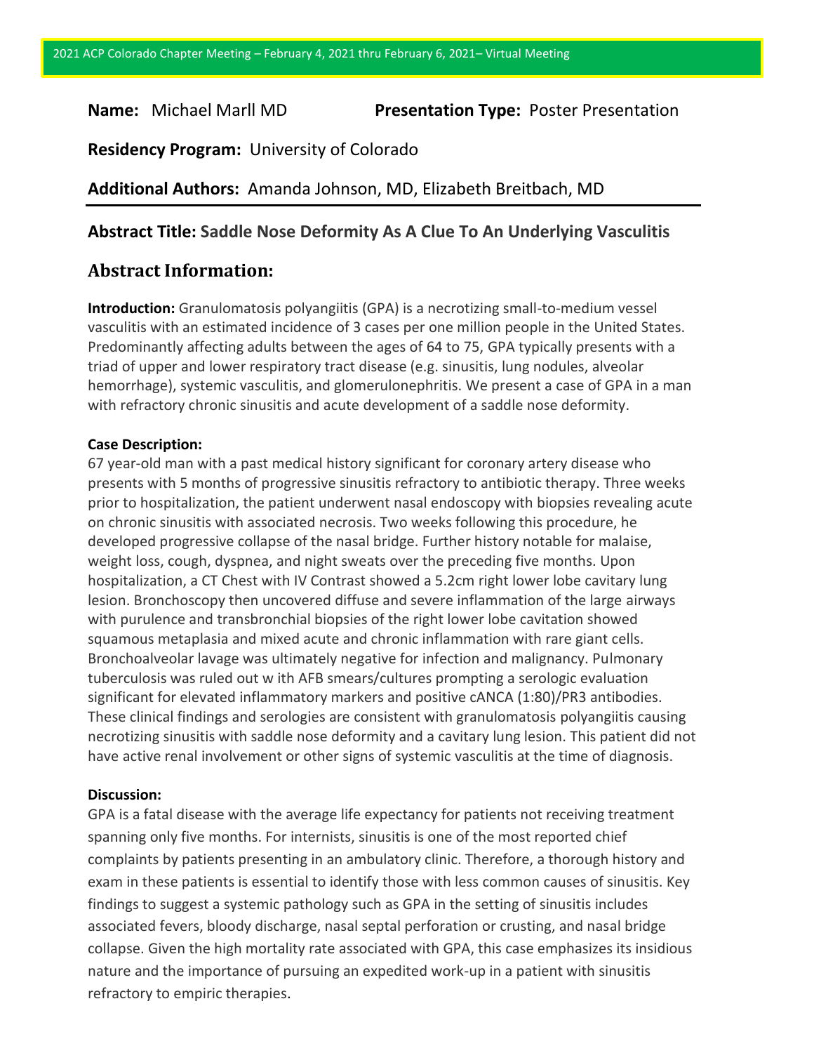2021 ACP Colorado Chapter Meeting – February 4, 2021 thru February 6, 2021– Virtual Meeting

**Name:** Michael Marll MD **Presentation Type:** Poster Presentation

**Residency Program:** University of Colorado

**Additional Authors:** Amanda Johnson, MD, Elizabeth Breitbach, MD

---

## Abstract Title: Saddle Nose Deformity As A Clue To An Underlying Vasculitis

## Abstract Information:

**Introduction:** Granulomatosis polyangiitis (GPA) is a necrotizing small-to-medium vessel vasculitis with an estimated incidence of 3 cases per one million people in the United States. Predominantly affecting adults between the ages of 64 to 75, GPA typically presents with a triad of upper and lower respiratory tract disease (e.g. sinusitis, lung nodules, alveolar hemorrhage), systemic vasculitis, and glomerulonephritis. We present a case of GPA in a man with refractory chronic sinusitis and acute development of a saddle nose deformity.

**Case Description:**
67 year-old man with a past medical history significant for coronary artery disease who presents with 5 months of progressive sinusitis refractory to antibiotic therapy. Three weeks prior to hospitalization, the patient underwent nasal endoscopy with biopsies revealing acute on chronic sinusitis with associated necrosis. Two weeks following this procedure, he developed progressive collapse of the nasal bridge. Further history notable for malaise, weight loss, cough, dyspnea, and night sweats over the preceding five months. Upon hospitalization, a CT Chest with IV Contrast showed a 5.2cm right lower lobe cavitary lung lesion. Bronchoscopy then uncovered diffuse and severe inflammation of the large airways with purulence and transbronchial biopsies of the right lower lobe cavitation showed squamous metaplasia and mixed acute and chronic inflammation with rare giant cells. Bronchoalveolar lavage was ultimately negative for infection and malignancy. Pulmonary tuberculosis was ruled out w ith AFB smears/cultures prompting a serologic evaluation significant for elevated inflammatory markers and positive cANCA (1:80)/PR3 antibodies. These clinical findings and serologies are consistent with granulomatosis polyangiitis causing necrotizing sinusitis with saddle nose deformity and a cavitary lung lesion. This patient did not have active renal involvement or other signs of systemic vasculitis at the time of diagnosis.

**Discussion:**
GPA is a fatal disease with the average life expectancy for patients not receiving treatment spanning only five months. For internists, sinusitis is one of the most reported chief complaints by patients presenting in an ambulatory clinic. Therefore, a thorough history and exam in these patients is essential to identify those with less common causes of sinusitis. Key findings to suggest a systemic pathology such as GPA in the setting of sinusitis includes associated fevers, bloody discharge, nasal septal perforation or crusting, and nasal bridge collapse. Given the high mortality rate associated with GPA, this case emphasizes its insidious nature and the importance of pursuing an expedited work-up in a patient with sinusitis refractory to empiric therapies.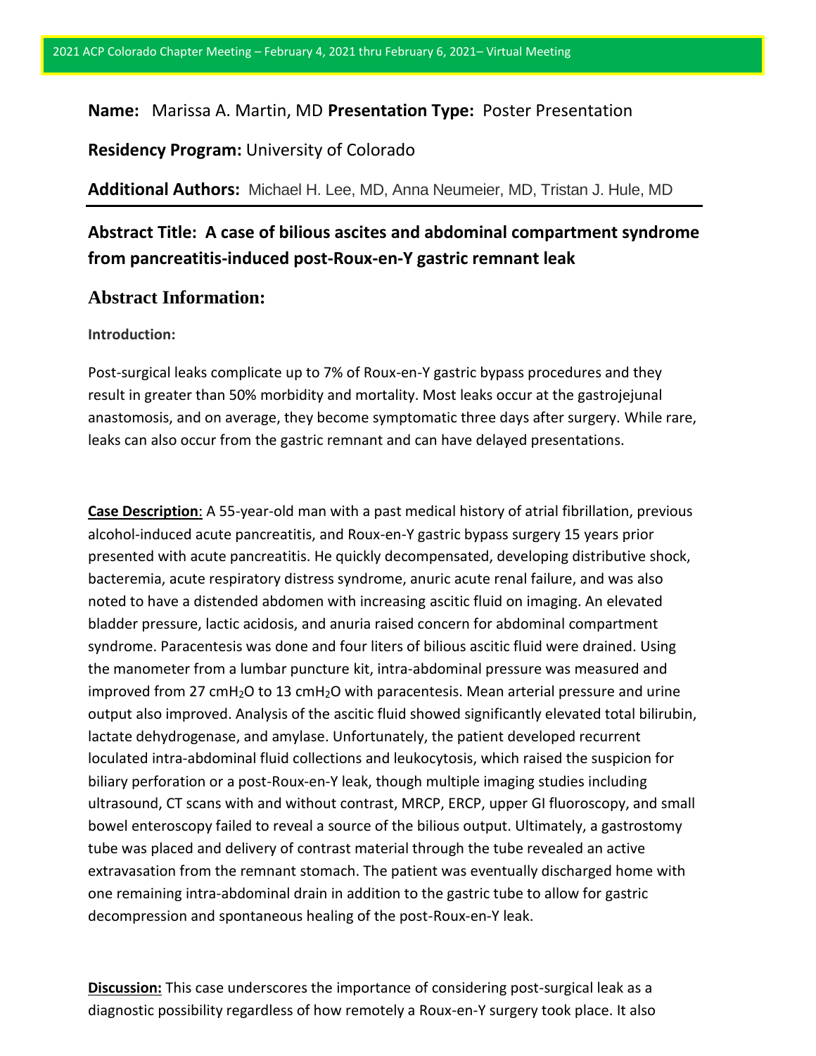**Name:** Marissa A. Martin, MD **Presentation Type:** Poster Presentation

**Residency Program:** University of Colorado

**Additional Authors:** Michael H. Lee, MD, Anna Neumeier, MD, Tristan J. Hule, MD

## Abstract Title: A case of bilious ascites and abdominal compartment syndrome from pancreatitis-induced post-Roux-en-Y gastric remnant leak

## Abstract Information:

**Introduction:**

Post-surgical leaks complicate up to 7% of Roux-en-Y gastric bypass procedures and they result in greater than 50% morbidity and mortality. Most leaks occur at the gastrojejunal anastomosis, and on average, they become symptomatic three days after surgery. While rare, leaks can also occur from the gastric remnant and can have delayed presentations.

**Case Description**: A 55-year-old man with a past medical history of atrial fibrillation, previous alcohol-induced acute pancreatitis, and Roux-en-Y gastric bypass surgery 15 years prior presented with acute pancreatitis. He quickly decompensated, developing distributive shock, bacteremia, acute respiratory distress syndrome, anuric acute renal failure, and was also noted to have a distended abdomen with increasing ascitic fluid on imaging. An elevated bladder pressure, lactic acidosis, and anuria raised concern for abdominal compartment syndrome. Paracentesis was done and four liters of bilious ascitic fluid were drained. Using the manometer from a lumbar puncture kit, intra-abdominal pressure was measured and improved from 27 $cmH_2O$ to 13 $cmH_2O$ with paracentesis. Mean arterial pressure and urine output also improved. Analysis of the ascitic fluid showed significantly elevated total bilirubin, lactate dehydrogenase, and amylase. Unfortunately, the patient developed recurrent loculated intra-abdominal fluid collections and leukocytosis, which raised the suspicion for biliary perforation or a post-Roux-en-Y leak, though multiple imaging studies including ultrasound, CT scans with and without contrast, MRCP, ERCP, upper GI fluoroscopy, and small bowel enteroscopy failed to reveal a source of the bilious output. Ultimately, a gastrostomy tube was placed and delivery of contrast material through the tube revealed an active extravasation from the remnant stomach. The patient was eventually discharged home with one remaining intra-abdominal drain in addition to the gastric tube to allow for gastric decompression and spontaneous healing of the post-Roux-en-Y leak.

**Discussion:** This case underscores the importance of considering post-surgical leak as a diagnostic possibility regardless of how remotely a Roux-en-Y surgery took place. It also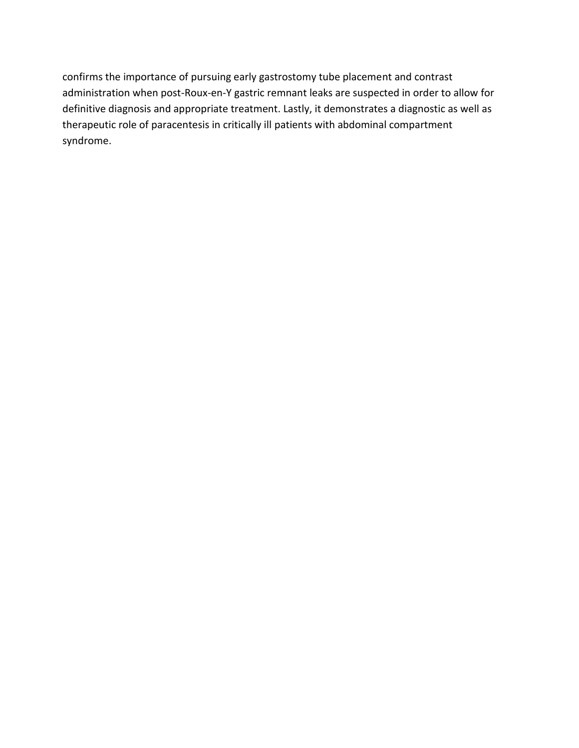confirms the importance of pursuing early gastrostomy tube placement and contrast administration when post-Roux-en-Y gastric remnant leaks are suspected in order to allow for definitive diagnosis and appropriate treatment. Lastly, it demonstrates a diagnostic as well as therapeutic role of paracentesis in critically ill patients with abdominal compartment syndrome.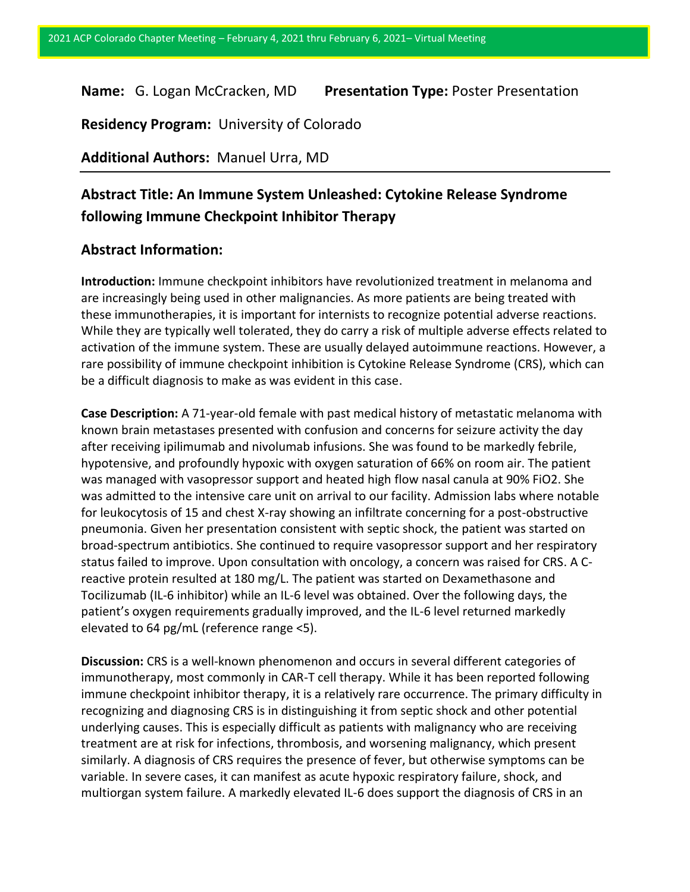**Name:** G. Logan McCracken, MD **Presentation Type:** Poster Presentation

**Residency Program:** University of Colorado

**Additional Authors:** Manuel Urra, MD

## Abstract Title: An Immune System Unleashed: Cytokine Release Syndrome following Immune Checkpoint Inhibitor Therapy

### Abstract Information:

**Introduction:** Immune checkpoint inhibitors have revolutionized treatment in melanoma and are increasingly being used in other malignancies. As more patients are being treated with these immunotherapies, it is important for internists to recognize potential adverse reactions. While they are typically well tolerated, they do carry a risk of multiple adverse effects related to activation of the immune system. These are usually delayed autoimmune reactions. However, a rare possibility of immune checkpoint inhibition is Cytokine Release Syndrome (CRS), which can be a difficult diagnosis to make as was evident in this case.

**Case Description:** A 71-year-old female with past medical history of metastatic melanoma with known brain metastases presented with confusion and concerns for seizure activity the day after receiving ipilimumab and nivolumab infusions. She was found to be markedly febrile, hypotensive, and profoundly hypoxic with oxygen saturation of 66% on room air. The patient was managed with vasopressor support and heated high flow nasal canula at 90% FiO2. She was admitted to the intensive care unit on arrival to our facility. Admission labs where notable for leukocytosis of 15 and chest X-ray showing an infiltrate concerning for a post-obstructive pneumonia. Given her presentation consistent with septic shock, the patient was started on broad-spectrum antibiotics. She continued to require vasopressor support and her respiratory status failed to improve. Upon consultation with oncology, a concern was raised for CRS. A C-reactive protein resulted at 180 mg/L. The patient was started on Dexamethasone and Tocilizumab (IL-6 inhibitor) while an IL-6 level was obtained. Over the following days, the patient's oxygen requirements gradually improved, and the IL-6 level returned markedly elevated to 64 pg/mL (reference range <5).

**Discussion:** CRS is a well-known phenomenon and occurs in several different categories of immunotherapy, most commonly in CAR-T cell therapy. While it has been reported following immune checkpoint inhibitor therapy, it is a relatively rare occurrence. The primary difficulty in recognizing and diagnosing CRS is in distinguishing it from septic shock and other potential underlying causes. This is especially difficult as patients with malignancy who are receiving treatment are at risk for infections, thrombosis, and worsening malignancy, which present similarly. A diagnosis of CRS requires the presence of fever, but otherwise symptoms can be variable. In severe cases, it can manifest as acute hypoxic respiratory failure, shock, and multiorgan system failure. A markedly elevated IL-6 does support the diagnosis of CRS in an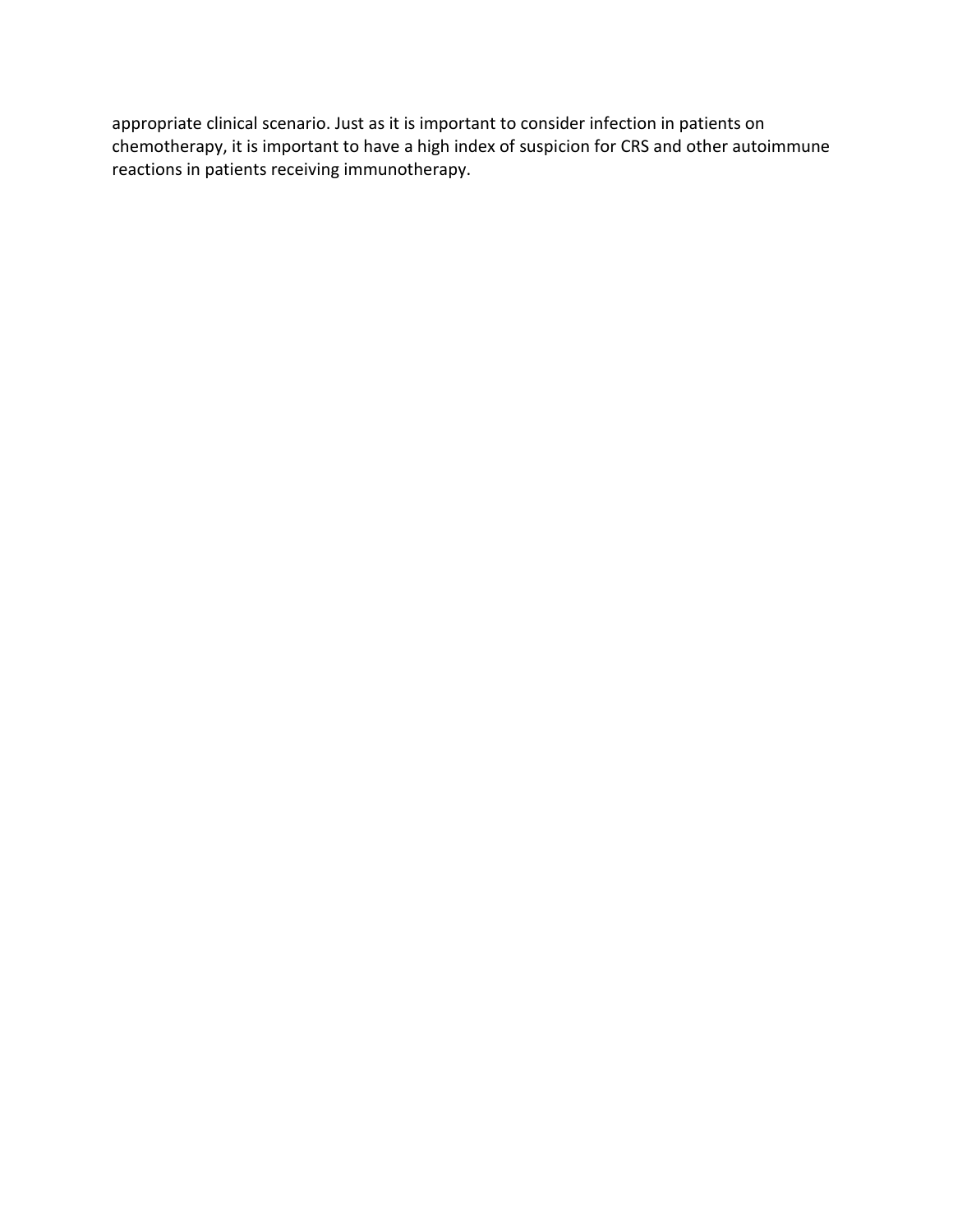appropriate clinical scenario. Just as it is important to consider infection in patients on chemotherapy, it is important to have a high index of suspicion for CRS and other autoimmune reactions in patients receiving immunotherapy.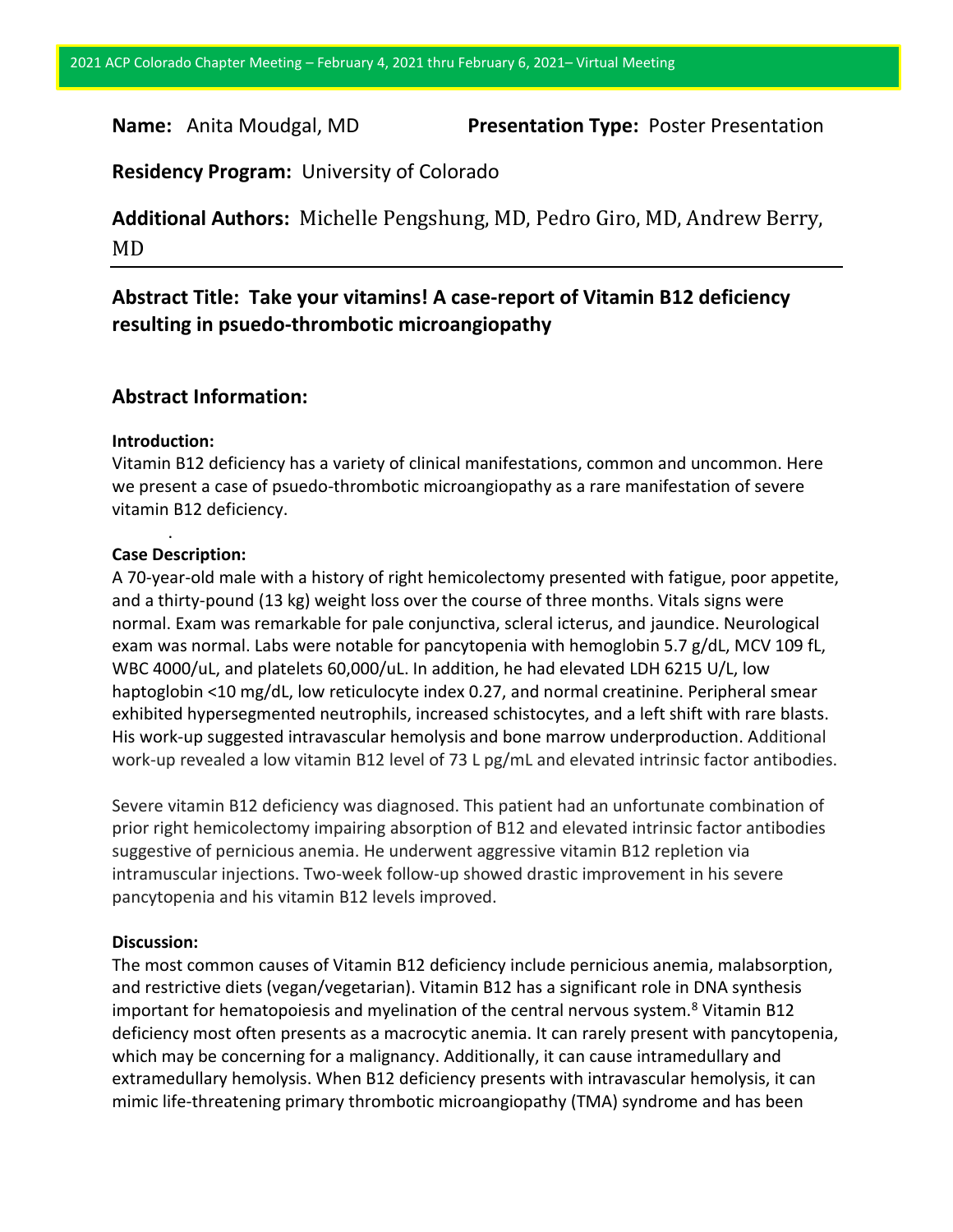2021 ACP Colorado Chapter Meeting – February 4, 2021 thru February 6, 2021– Virtual Meeting

**Name:** Anita Moudgal, MD **Presentation Type:** Poster Presentation

**Residency Program:** University of Colorado

**Additional Authors:** Michelle Pengshung, MD, Pedro Giro, MD, Andrew Berry, MD

## Abstract Title: Take your vitamins! A case-report of Vitamin B12 deficiency resulting in psuedo-thrombotic microangiopathy

### Abstract Information:

**Introduction:**

Vitamin B12 deficiency has a variety of clinical manifestations, common and uncommon. Here we present a case of psuedo-thrombotic microangiopathy as a rare manifestation of severe vitamin B12 deficiency.

**Case Description:**

A 70-year-old male with a history of right hemicolectomy presented with fatigue, poor appetite, and a thirty-pound (13 kg) weight loss over the course of three months. Vitals signs were normal. Exam was remarkable for pale conjunctiva, scleral icterus, and jaundice. Neurological exam was normal. Labs were notable for pancytopenia with hemoglobin 5.7 g/dL, MCV 109 fL, WBC 4000/uL, and platelets 60,000/uL. In addition, he had elevated LDH 6215 U/L, low haptoglobin <10 mg/dL, low reticulocyte index 0.27, and normal creatinine. Peripheral smear exhibited hypersegmented neutrophils, increased schistocytes, and a left shift with rare blasts. His work-up suggested intravascular hemolysis and bone marrow underproduction. Additional work-up revealed a low vitamin B12 level of 73 L pg/mL and elevated intrinsic factor antibodies.

Severe vitamin B12 deficiency was diagnosed. This patient had an unfortunate combination of prior right hemicolectomy impairing absorption of B12 and elevated intrinsic factor antibodies suggestive of pernicious anemia. He underwent aggressive vitamin B12 repletion via intramuscular injections. Two-week follow-up showed drastic improvement in his severe pancytopenia and his vitamin B12 levels improved.

**Discussion:**

The most common causes of Vitamin B12 deficiency include pernicious anemia, malabsorption, and restrictive diets (vegan/vegetarian). Vitamin B12 has a significant role in DNA synthesis important for hematopoiesis and myelination of the central nervous system.[8] Vitamin B12 deficiency most often presents as a macrocytic anemia. It can rarely present with pancytopenia, which may be concerning for a malignancy. Additionally, it can cause intramedullary and extramedullary hemolysis. When B12 deficiency presents with intravascular hemolysis, it can mimic life-threatening primary thrombotic microangiopathy (TMA) syndrome and has been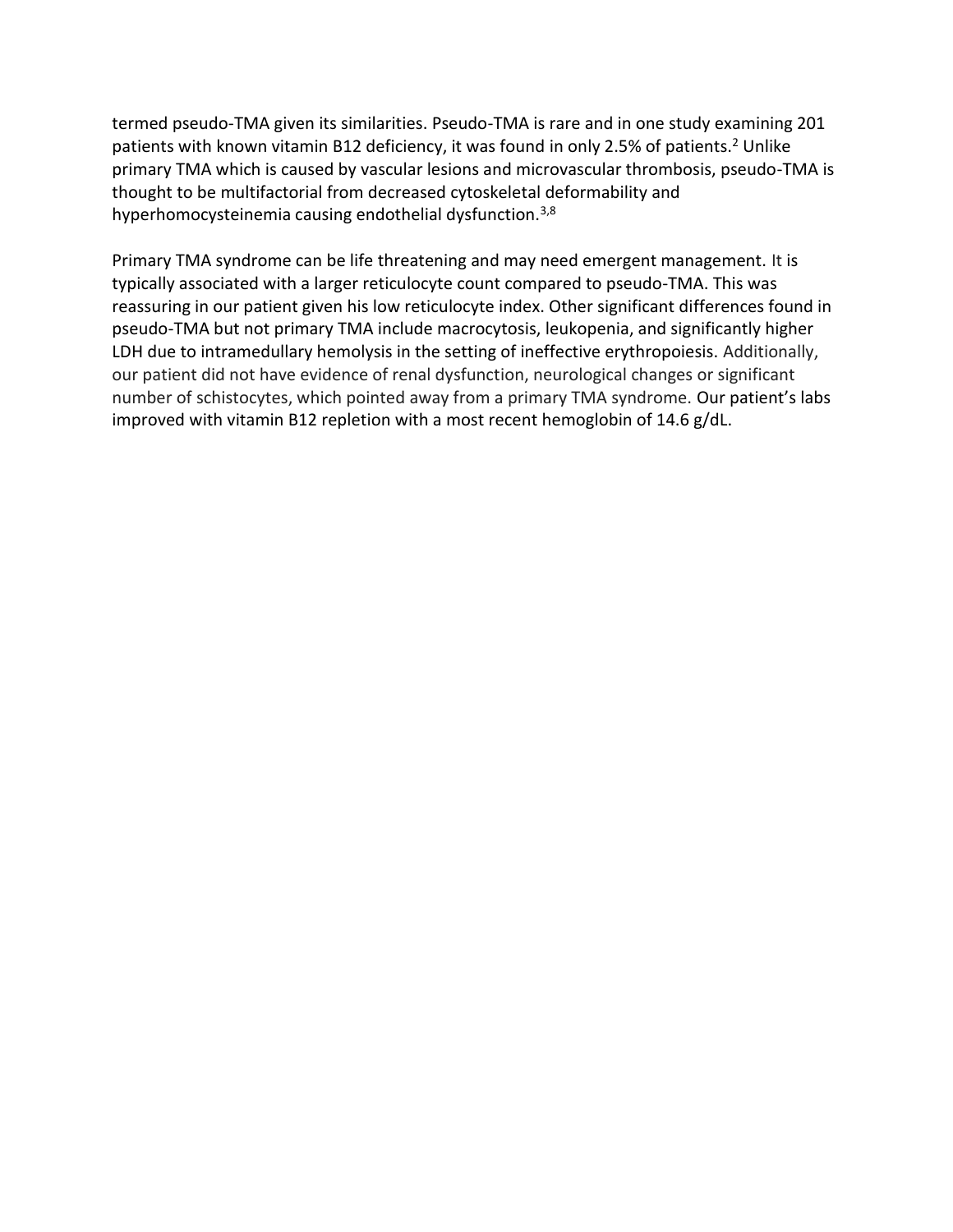termed pseudo-TMA given its similarities. Pseudo-TMA is rare and in one study examining 201 patients with known vitamin B12 deficiency, it was found in only 2.5% of patients.[2] Unlike primary TMA which is caused by vascular lesions and microvascular thrombosis, pseudo-TMA is thought to be multifactorial from decreased cytoskeletal deformability and hyperhomocysteinemia causing endothelial dysfunction.[3,8]

Primary TMA syndrome can be life threatening and may need emergent management. It is typically associated with a larger reticulocyte count compared to pseudo-TMA. This was reassuring in our patient given his low reticulocyte index. Other significant differences found in pseudo-TMA but not primary TMA include macrocytosis, leukopenia, and significantly higher LDH due to intramedullary hemolysis in the setting of ineffective erythropoiesis. Additionally, our patient did not have evidence of renal dysfunction, neurological changes or significant number of schistocytes, which pointed away from a primary TMA syndrome. Our patient's labs improved with vitamin B12 repletion with a most recent hemoglobin of 14.6 g/dL.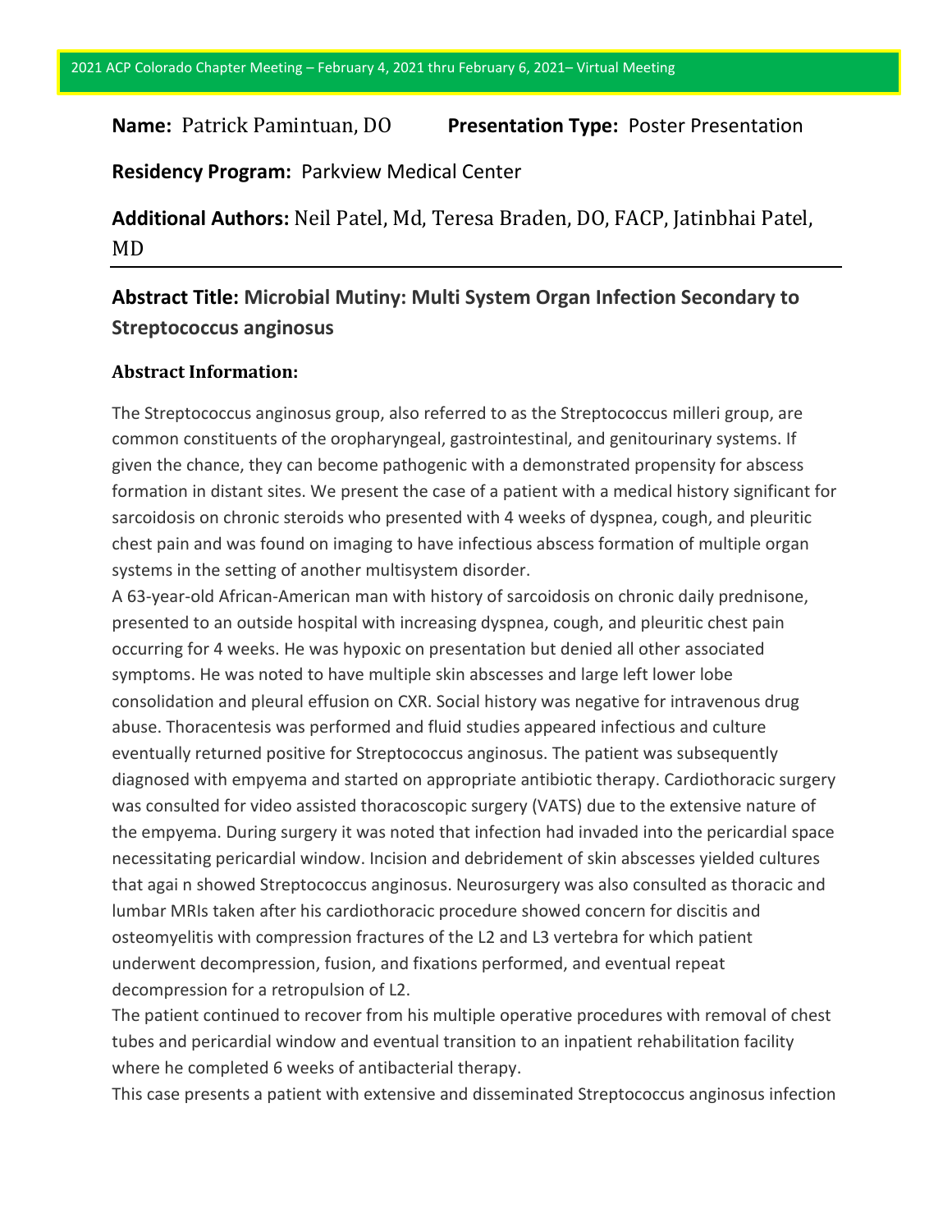Name: Patrick Pamintuan, DO **Presentation Type:** Poster Presentation

**Residency Program:** Parkview Medical Center

**Additional Authors:** Neil Patel, Md, Teresa Braden, DO, FACP, Jatinbhai Patel, MD

---

**Abstract Title: Microbial Mutiny: Multi System Organ Infection Secondary to Streptococcus anginosus**

**Abstract Information:**

The Streptococcus anginosus group, also referred to as the Streptococcus milleri group, are common constituents of the oropharyngeal, gastrointestinal, and genitourinary systems. If given the chance, they can become pathogenic with a demonstrated propensity for abscess formation in distant sites. We present the case of a patient with a medical history significant for sarcoidosis on chronic steroids who presented with 4 weeks of dyspnea, cough, and pleuritic chest pain and was found on imaging to have infectious abscess formation of multiple organ systems in the setting of another multisystem disorder.

A 63-year-old African-American man with history of sarcoidosis on chronic daily prednisone, presented to an outside hospital with increasing dyspnea, cough, and pleuritic chest pain occurring for 4 weeks. He was hypoxic on presentation but denied all other associated symptoms. He was noted to have multiple skin abscesses and large left lower lobe consolidation and pleural effusion on CXR. Social history was negative for intravenous drug abuse. Thoracentesis was performed and fluid studies appeared infectious and culture eventually returned positive for Streptococcus anginosus. The patient was subsequently diagnosed with empyema and started on appropriate antibiotic therapy. Cardiothoracic surgery was consulted for video assisted thoracoscopic surgery (VATS) due to the extensive nature of the empyema. During surgery it was noted that infection had invaded into the pericardial space necessitating pericardial window. Incision and debridement of skin abscesses yielded cultures that agai n showed Streptococcus anginosus. Neurosurgery was also consulted as thoracic and lumbar MRIs taken after his cardiothoracic procedure showed concern for discitis and osteomyelitis with compression fractures of the L2 and L3 vertebra for which patient underwent decompression, fusion, and fixations performed, and eventual repeat decompression for a retropulsion of L2.

The patient continued to recover from his multiple operative procedures with removal of chest tubes and pericardial window and eventual transition to an inpatient rehabilitation facility where he completed 6 weeks of antibacterial therapy.

This case presents a patient with extensive and disseminated Streptococcus anginosus infection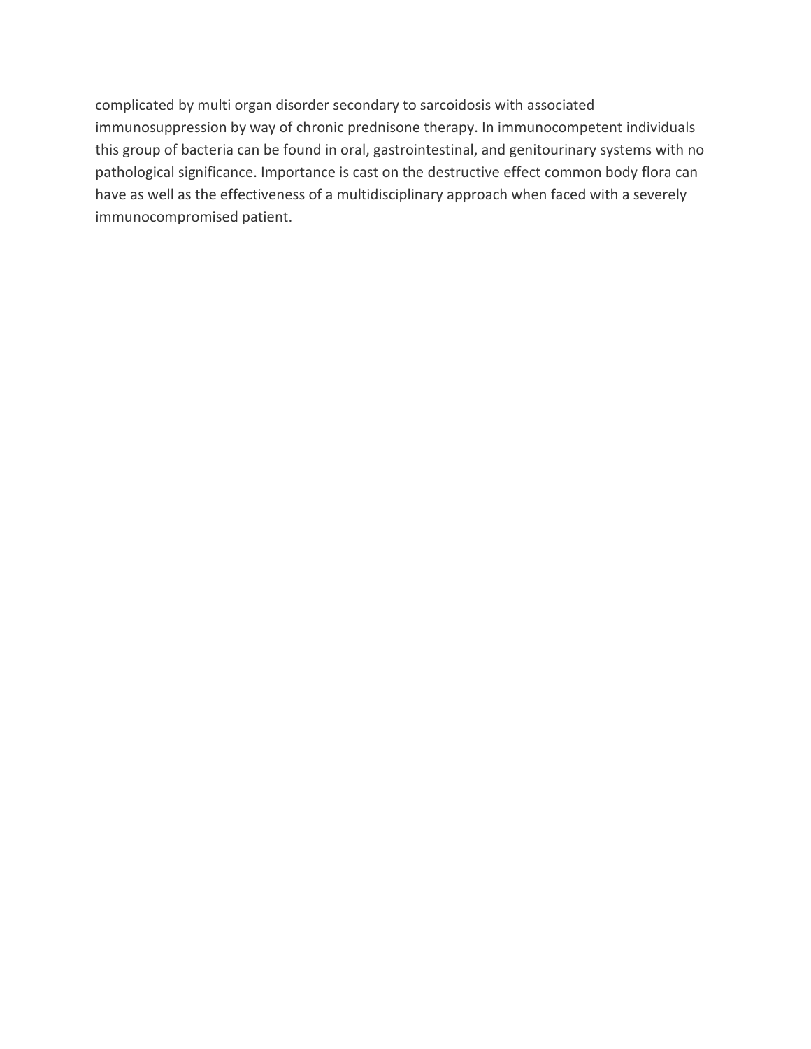complicated by multi organ disorder secondary to sarcoidosis with associated immunosuppression by way of chronic prednisone therapy. In immunocompetent individuals this group of bacteria can be found in oral, gastrointestinal, and genitourinary systems with no pathological significance. Importance is cast on the destructive effect common body flora can have as well as the effectiveness of a multidisciplinary approach when faced with a severely immunocompromised patient.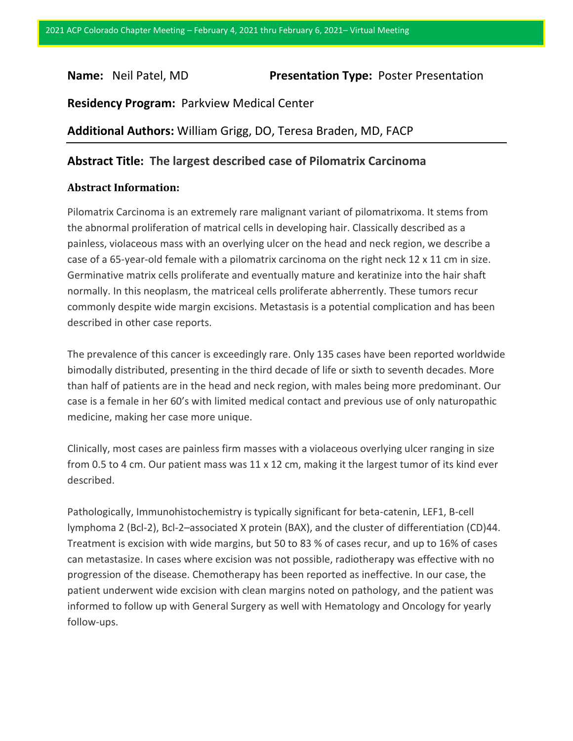**Name:** Neil Patel, MD **Presentation Type:** Poster Presentation

**Residency Program:** Parkview Medical Center

**Additional Authors:** William Grigg, DO, Teresa Braden, MD, FACP

## Abstract Title: The largest described case of Pilomatrix Carcinoma

### Abstract Information:

Pilomatrix Carcinoma is an extremely rare malignant variant of pilomatrixoma. It stems from the abnormal proliferation of matrical cells in developing hair. Classically described as a painless, violaceous mass with an overlying ulcer on the head and neck region, we describe a case of a 65-year-old female with a pilomatrix carcinoma on the right neck 12 x 11 cm in size. Germinative matrix cells proliferate and eventually mature and keratinize into the hair shaft normally. In this neoplasm, the matriceal cells proliferate abherrently. These tumors recur commonly despite wide margin excisions. Metastasis is a potential complication and has been described in other case reports.

The prevalence of this cancer is exceedingly rare. Only 135 cases have been reported worldwide bimodally distributed, presenting in the third decade of life or sixth to seventh decades. More than half of patients are in the head and neck region, with males being more predominant. Our case is a female in her 60's with limited medical contact and previous use of only naturopathic medicine, making her case more unique.

Clinically, most cases are painless firm masses with a violaceous overlying ulcer ranging in size from 0.5 to 4 cm. Our patient mass was 11 x 12 cm, making it the largest tumor of its kind ever described.

Pathologically, Immunohistochemistry is typically significant for beta-catenin, LEF1, B-cell lymphoma 2 (Bcl-2), Bcl-2–associated X protein (BAX), and the cluster of differentiation (CD)44. Treatment is excision with wide margins, but 50 to 83 % of cases recur, and up to 16% of cases can metastasize. In cases where excision was not possible, radiotherapy was effective with no progression of the disease. Chemotherapy has been reported as ineffective. In our case, the patient underwent wide excision with clean margins noted on pathology, and the patient was informed to follow up with General Surgery as well with Hematology and Oncology for yearly follow-ups.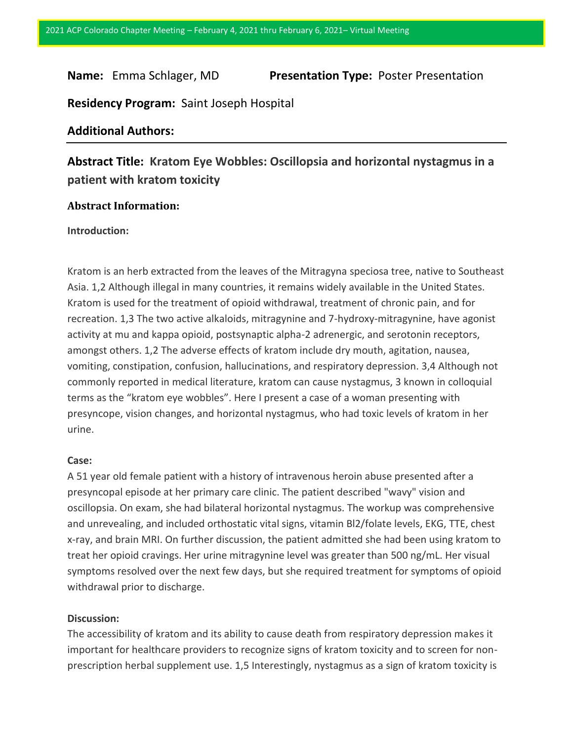**Name:** Emma Schlager, MD **Presentation Type:** Poster Presentation

**Residency Program:** Saint Joseph Hospital

**Additional Authors:**

---

## Abstract Title: Kratom Eye Wobbles: Oscillopsia and horizontal nystagmus in a patient with kratom toxicity

### Abstract Information:

**Introduction:**

Kratom is an herb extracted from the leaves of the Mitragyna speciosa tree, native to Southeast Asia. 1,2 Although illegal in many countries, it remains widely available in the United States. Kratom is used for the treatment of opioid withdrawal, treatment of chronic pain, and for recreation. 1,3 The two active alkaloids, mitragynine and 7-hydroxy-mitragynine, have agonist activity at mu and kappa opioid, postsynaptic alpha-2 adrenergic, and serotonin receptors, amongst others. 1,2 The adverse effects of kratom include dry mouth, agitation, nausea, vomiting, constipation, confusion, hallucinations, and respiratory depression. 3,4 Although not commonly reported in medical literature, kratom can cause nystagmus, 3 known in colloquial terms as the "kratom eye wobbles". Here I present a case of a woman presenting with presyncope, vision changes, and horizontal nystagmus, who had toxic levels of kratom in her urine.

**Case:**

A 51 year old female patient with a history of intravenous heroin abuse presented after a presyncopal episode at her primary care clinic. The patient described "wavy" vision and oscillopsia. On exam, she had bilateral horizontal nystagmus. The workup was comprehensive and unrevealing, and included orthostatic vital signs, vitamin Bl2/folate levels, EKG, TTE, chest x-ray, and brain MRI. On further discussion, the patient admitted she had been using kratom to treat her opioid cravings. Her urine mitragynine level was greater than 500 ng/mL. Her visual symptoms resolved over the next few days, but she required treatment for symptoms of opioid withdrawal prior to discharge.

**Discussion:**

The accessibility of kratom and its ability to cause death from respiratory depression makes it important for healthcare providers to recognize signs of kratom toxicity and to screen for non-prescription herbal supplement use. 1,5 Interestingly, nystagmus as a sign of kratom toxicity is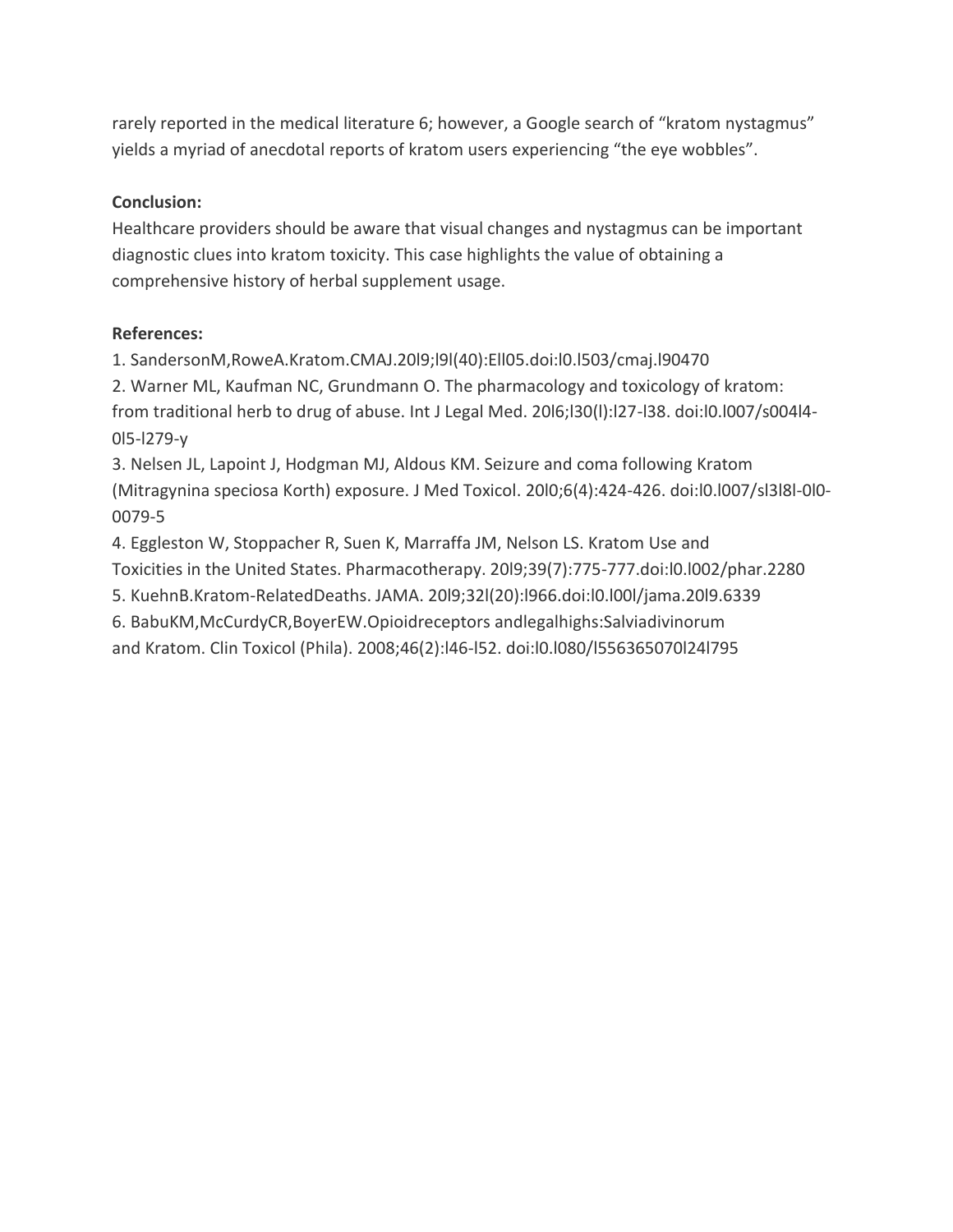rarely reported in the medical literature 6; however, a Google search of "kratom nystagmus" yields a myriad of anecdotal reports of kratom users experiencing "the eye wobbles".

**Conclusion:**

Healthcare providers should be aware that visual changes and nystagmus can be important diagnostic clues into kratom toxicity. This case highlights the value of obtaining a comprehensive history of herbal supplement usage.

**References:**

1. SandersonM,RoweA.Kratom.CMAJ.20l9;l9l(40):Ell05.doi:l0.l503/cmaj.l90470
2. Warner ML, Kaufman NC, Grundmann O. The pharmacology and toxicology of kratom: from traditional herb to drug of abuse. Int J Legal Med. 20l6;l30(l):l27-l38. doi:l0.l007/s004l4-0l5-l279-y
3. Nelsen JL, Lapoint J, Hodgman MJ, Aldous KM. Seizure and coma following Kratom (Mitragynina speciosa Korth) exposure. J Med Toxicol. 20l0;6(4):424-426. doi:l0.l007/sl3l8l-0l0-0079-5
4. Eggleston W, Stoppacher R, Suen K, Marraffa JM, Nelson LS. Kratom Use and Toxicities in the United States. Pharmacotherapy. 20l9;39(7):775-777.doi:l0.l002/phar.2280
5. KuehnB.Kratom-RelatedDeaths. JAMA. 20l9;32l(20):l966.doi:l0.l00l/jama.20l9.6339
6. BabuKM,McCurdyCR,BoyerEW.Opioidreceptors andlegalhighs:Salviadivinorum and Kratom. Clin Toxicol (Phila). 2008;46(2):l46-l52. doi:l0.l080/l556365070l24l795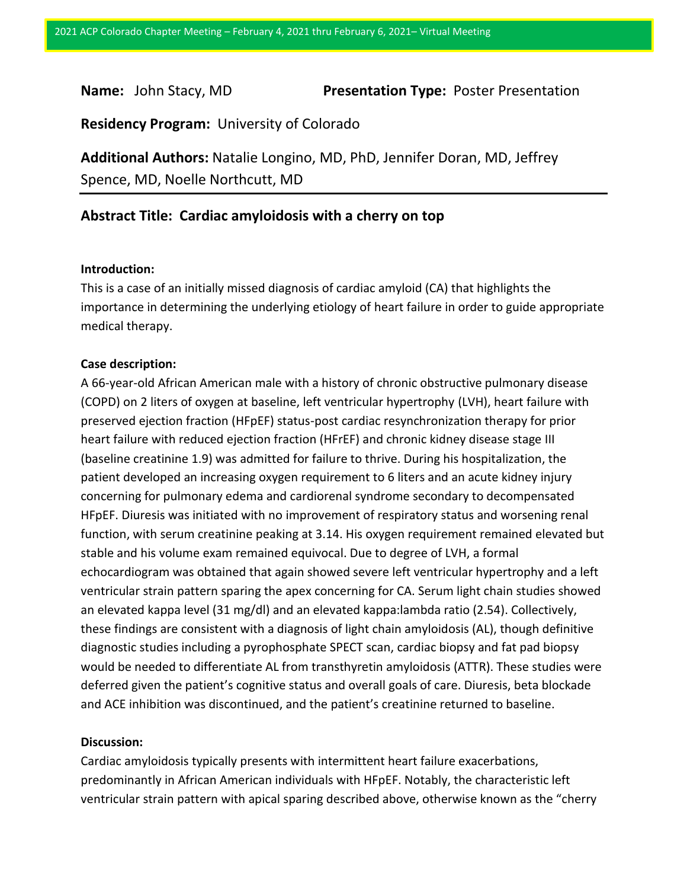**Name:** John Stacy, MD **Presentation Type:** Poster Presentation

**Residency Program:** University of Colorado

**Additional Authors:** Natalie Longino, MD, PhD, Jennifer Doran, MD, Jeffrey Spence, MD, Noelle Northcutt, MD

---

## Abstract Title: Cardiac amyloidosis with a cherry on top

**Introduction:**

This is a case of an initially missed diagnosis of cardiac amyloid (CA) that highlights the importance in determining the underlying etiology of heart failure in order to guide appropriate medical therapy.

**Case description:**

A 66-year-old African American male with a history of chronic obstructive pulmonary disease (COPD) on 2 liters of oxygen at baseline, left ventricular hypertrophy (LVH), heart failure with preserved ejection fraction (HFpEF) status-post cardiac resynchronization therapy for prior heart failure with reduced ejection fraction (HFrEF) and chronic kidney disease stage III (baseline creatinine 1.9) was admitted for failure to thrive. During his hospitalization, the patient developed an increasing oxygen requirement to 6 liters and an acute kidney injury concerning for pulmonary edema and cardiorenal syndrome secondary to decompensated HFpEF. Diuresis was initiated with no improvement of respiratory status and worsening renal function, with serum creatinine peaking at 3.14. His oxygen requirement remained elevated but stable and his volume exam remained equivocal. Due to degree of LVH, a formal echocardiogram was obtained that again showed severe left ventricular hypertrophy and a left ventricular strain pattern sparing the apex concerning for CA. Serum light chain studies showed an elevated kappa level (31 mg/dl) and an elevated kappa:lambda ratio (2.54). Collectively, these findings are consistent with a diagnosis of light chain amyloidosis (AL), though definitive diagnostic studies including a pyrophosphate SPECT scan, cardiac biopsy and fat pad biopsy would be needed to differentiate AL from transthyretin amyloidosis (ATTR). These studies were deferred given the patient's cognitive status and overall goals of care. Diuresis, beta blockade and ACE inhibition was discontinued, and the patient's creatinine returned to baseline.

**Discussion:**

Cardiac amyloidosis typically presents with intermittent heart failure exacerbations, predominantly in African American individuals with HFpEF. Notably, the characteristic left ventricular strain pattern with apical sparing described above, otherwise known as the "cherry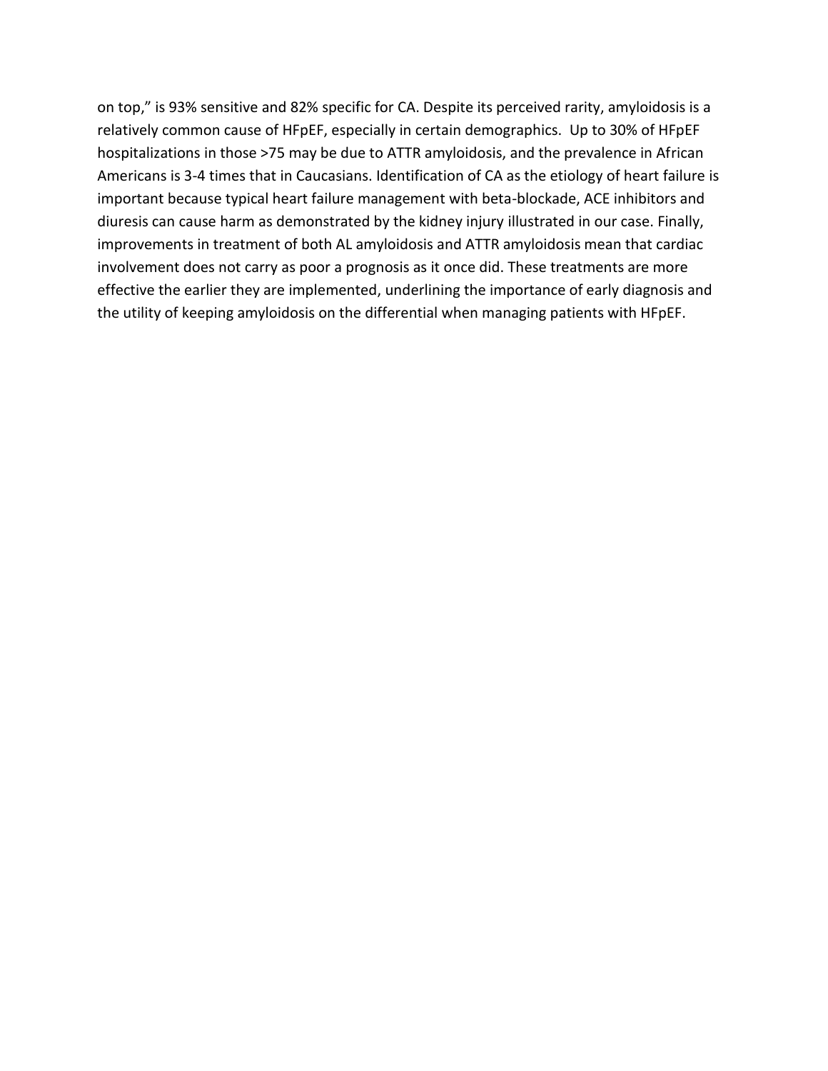on top," is 93% sensitive and 82% specific for CA. Despite its perceived rarity, amyloidosis is a relatively common cause of HFpEF, especially in certain demographics.  Up to 30% of HFpEF hospitalizations in those >75 may be due to ATTR amyloidosis, and the prevalence in African Americans is 3-4 times that in Caucasians. Identification of CA as the etiology of heart failure is important because typical heart failure management with beta-blockade, ACE inhibitors and diuresis can cause harm as demonstrated by the kidney injury illustrated in our case. Finally, improvements in treatment of both AL amyloidosis and ATTR amyloidosis mean that cardiac involvement does not carry as poor a prognosis as it once did. These treatments are more effective the earlier they are implemented, underlining the importance of early diagnosis and the utility of keeping amyloidosis on the differential when managing patients with HFpEF.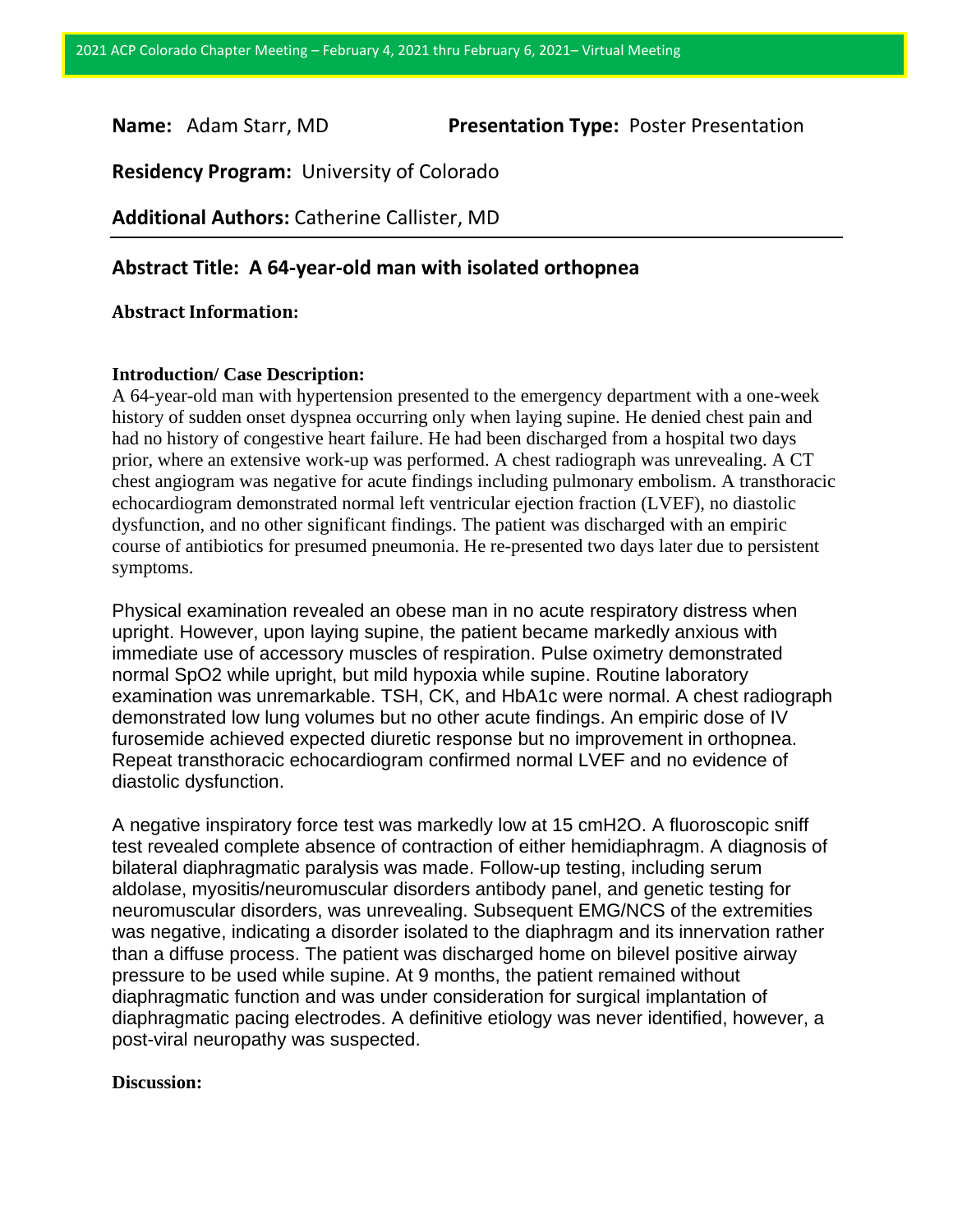**Name:** Adam Starr, MD **Presentation Type:** Poster Presentation

**Residency Program:** University of Colorado

**Additional Authors:** Catherine Callister, MD

---

## Abstract Title: A 64-year-old man with isolated orthopnea

**Abstract Information:**

**Introduction/ Case Description:**

A 64-year-old man with hypertension presented to the emergency department with a one-week history of sudden onset dyspnea occurring only when laying supine. He denied chest pain and had no history of congestive heart failure. He had been discharged from a hospital two days prior, where an extensive work-up was performed. A chest radiograph was unrevealing. A CT chest angiogram was negative for acute findings including pulmonary embolism. A transthoracic echocardiogram demonstrated normal left ventricular ejection fraction (LVEF), no diastolic dysfunction, and no other significant findings. The patient was discharged with an empiric course of antibiotics for presumed pneumonia. He re-presented two days later due to persistent symptoms.

Physical examination revealed an obese man in no acute respiratory distress when upright. However, upon laying supine, the patient became markedly anxious with immediate use of accessory muscles of respiration. Pulse oximetry demonstrated normal $SpO_2$ while upright, but mild hypoxia while supine. Routine laboratory examination was unremarkable. TSH, CK, and HbA1c were normal. A chest radiograph demonstrated low lung volumes but no other acute findings. An empiric dose of IV furosemide achieved expected diuretic response but no improvement in orthopnea. Repeat transthoracic echocardiogram confirmed normal LVEF and no evidence of diastolic dysfunction.

A negative inspiratory force test was markedly low at 15 $cmH_2O$. A fluoroscopic sniff test revealed complete absence of contraction of either hemidiaphragm. A diagnosis of bilateral diaphragmatic paralysis was made. Follow-up testing, including serum aldolase, myositis/neuromuscular disorders antibody panel, and genetic testing for neuromuscular disorders, was unrevealing. Subsequent EMG/NCS of the extremities was negative, indicating a disorder isolated to the diaphragm and its innervation rather than a diffuse process. The patient was discharged home on bilevel positive airway pressure to be used while supine. At 9 months, the patient remained without diaphragmatic function and was under consideration for surgical implantation of diaphragmatic pacing electrodes. A definitive etiology was never identified, however, a post-viral neuropathy was suspected.

**Discussion:**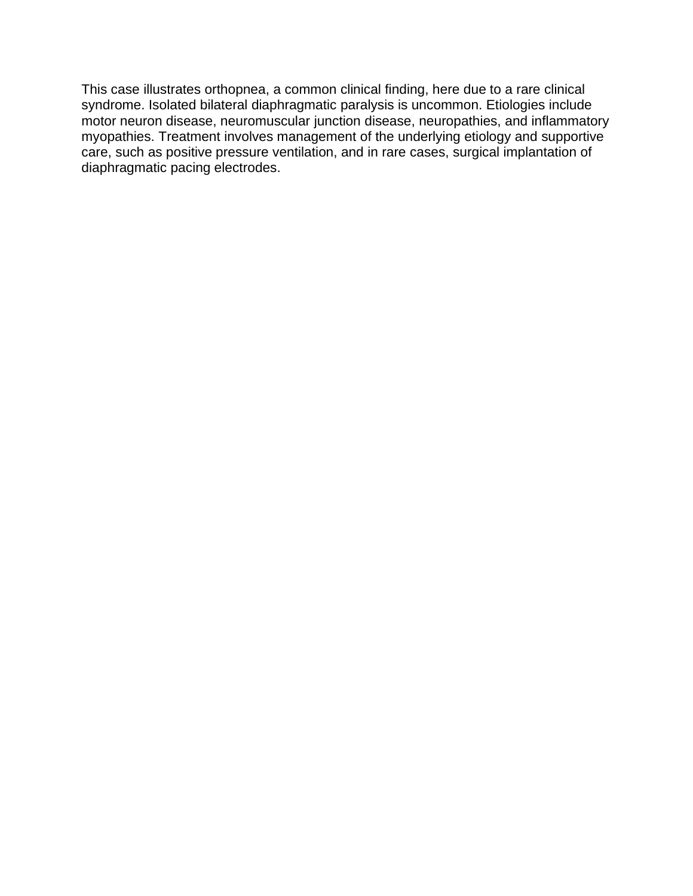This case illustrates orthopnea, a common clinical finding, here due to a rare clinical syndrome. Isolated bilateral diaphragmatic paralysis is uncommon. Etiologies include motor neuron disease, neuromuscular junction disease, neuropathies, and inflammatory myopathies. Treatment involves management of the underlying etiology and supportive care, such as positive pressure ventilation, and in rare cases, surgical implantation of diaphragmatic pacing electrodes.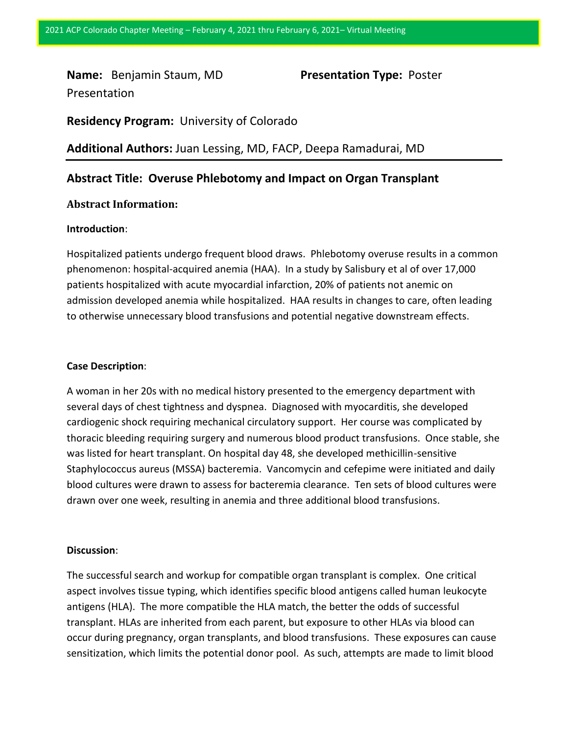**Name:** Benjamin Staum, MD **Presentation Type:** Poster Presentation

**Residency Program:** University of Colorado

**Additional Authors:** Juan Lessing, MD, FACP, Deepa Ramadurai, MD

## Abstract Title: Overuse Phlebotomy and Impact on Organ Transplant

### Abstract Information:

**Introduction**:

Hospitalized patients undergo frequent blood draws. Phlebotomy overuse results in a common phenomenon: hospital-acquired anemia (HAA). In a study by Salisbury et al of over 17,000 patients hospitalized with acute myocardial infarction, 20% of patients not anemic on admission developed anemia while hospitalized. HAA results in changes to care, often leading to otherwise unnecessary blood transfusions and potential negative downstream effects.

**Case Description**:

A woman in her 20s with no medical history presented to the emergency department with several days of chest tightness and dyspnea. Diagnosed with myocarditis, she developed cardiogenic shock requiring mechanical circulatory support. Her course was complicated by thoracic bleeding requiring surgery and numerous blood product transfusions. Once stable, she was listed for heart transplant. On hospital day 48, she developed methicillin-sensitive Staphylococcus aureus (MSSA) bacteremia. Vancomycin and cefepime were initiated and daily blood cultures were drawn to assess for bacteremia clearance. Ten sets of blood cultures were drawn over one week, resulting in anemia and three additional blood transfusions.

**Discussion**:

The successful search and workup for compatible organ transplant is complex. One critical aspect involves tissue typing, which identifies specific blood antigens called human leukocyte antigens (HLA). The more compatible the HLA match, the better the odds of successful transplant. HLAs are inherited from each parent, but exposure to other HLAs via blood can occur during pregnancy, organ transplants, and blood transfusions. These exposures can cause sensitization, which limits the potential donor pool. As such, attempts are made to limit blood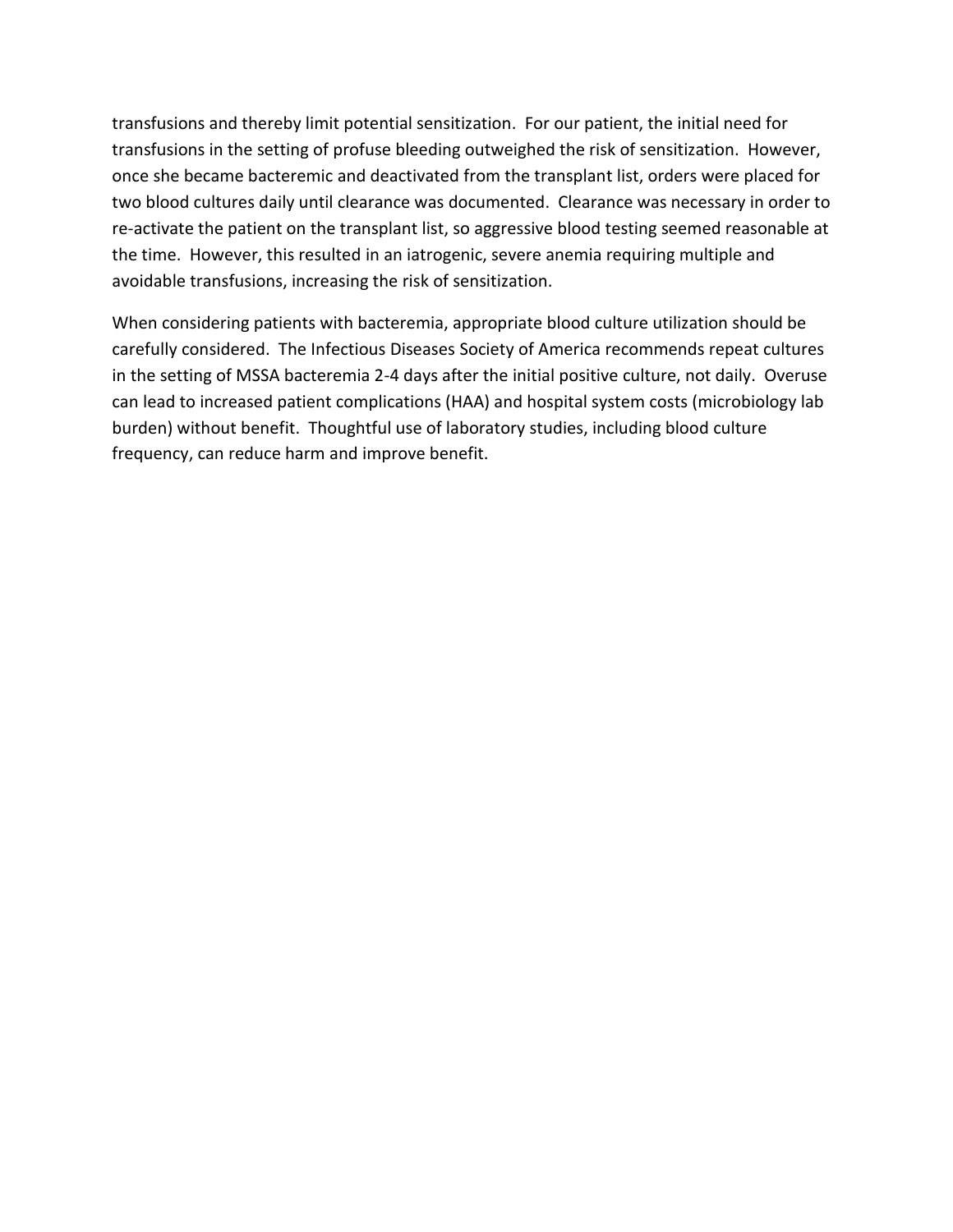transfusions and thereby limit potential sensitization. For our patient, the initial need for transfusions in the setting of profuse bleeding outweighed the risk of sensitization. However, once she became bacteremic and deactivated from the transplant list, orders were placed for two blood cultures daily until clearance was documented. Clearance was necessary in order to re-activate the patient on the transplant list, so aggressive blood testing seemed reasonable at the time. However, this resulted in an iatrogenic, severe anemia requiring multiple and avoidable transfusions, increasing the risk of sensitization.

When considering patients with bacteremia, appropriate blood culture utilization should be carefully considered. The Infectious Diseases Society of America recommends repeat cultures in the setting of MSSA bacteremia 2-4 days after the initial positive culture, not daily. Overuse can lead to increased patient complications (HAA) and hospital system costs (microbiology lab burden) without benefit. Thoughtful use of laboratory studies, including blood culture frequency, can reduce harm and improve benefit.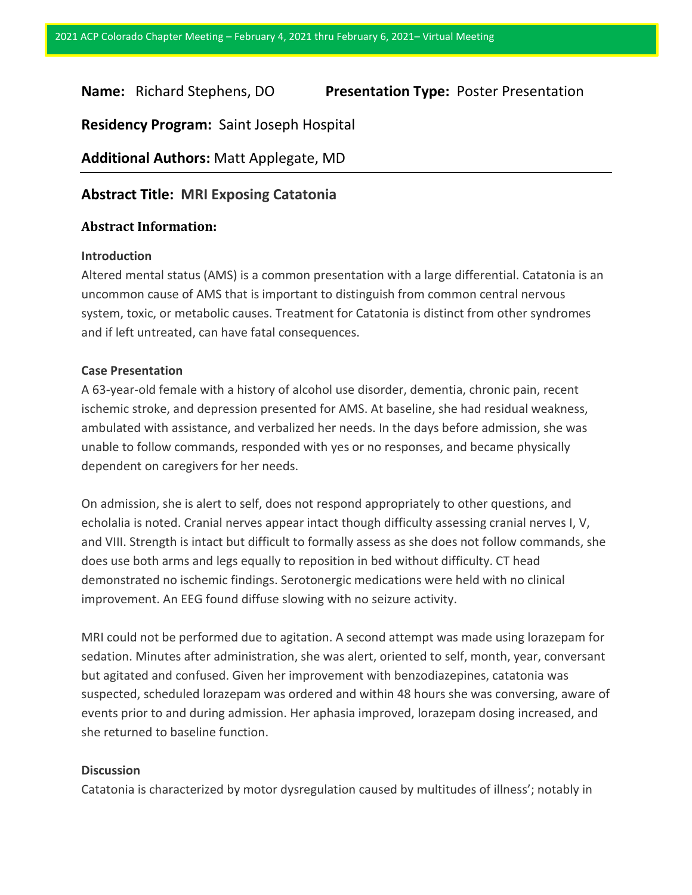**Name:** Richard Stephens, DO **Presentation Type:** Poster Presentation

**Residency Program:** Saint Joseph Hospital

**Additional Authors:** Matt Applegate, MD

---

## Abstract Title: MRI Exposing Catatonia

### Abstract Information:

**Introduction**

Altered mental status (AMS) is a common presentation with a large differential. Catatonia is an uncommon cause of AMS that is important to distinguish from common central nervous system, toxic, or metabolic causes. Treatment for Catatonia is distinct from other syndromes and if left untreated, can have fatal consequences.

**Case Presentation**

A 63-year-old female with a history of alcohol use disorder, dementia, chronic pain, recent ischemic stroke, and depression presented for AMS. At baseline, she had residual weakness, ambulated with assistance, and verbalized her needs. In the days before admission, she was unable to follow commands, responded with yes or no responses, and became physically dependent on caregivers for her needs.

On admission, she is alert to self, does not respond appropriately to other questions, and echolalia is noted. Cranial nerves appear intact though difficulty assessing cranial nerves I, V, and VIII. Strength is intact but difficult to formally assess as she does not follow commands, she does use both arms and legs equally to reposition in bed without difficulty. CT head demonstrated no ischemic findings. Serotonergic medications were held with no clinical improvement. An EEG found diffuse slowing with no seizure activity.

MRI could not be performed due to agitation. A second attempt was made using lorazepam for sedation. Minutes after administration, she was alert, oriented to self, month, year, conversant but agitated and confused. Given her improvement with benzodiazepines, catatonia was suspected, scheduled lorazepam was ordered and within 48 hours she was conversing, aware of events prior to and during admission. Her aphasia improved, lorazepam dosing increased, and she returned to baseline function.

**Discussion**

Catatonia is characterized by motor dysregulation caused by multitudes of illness'; notably in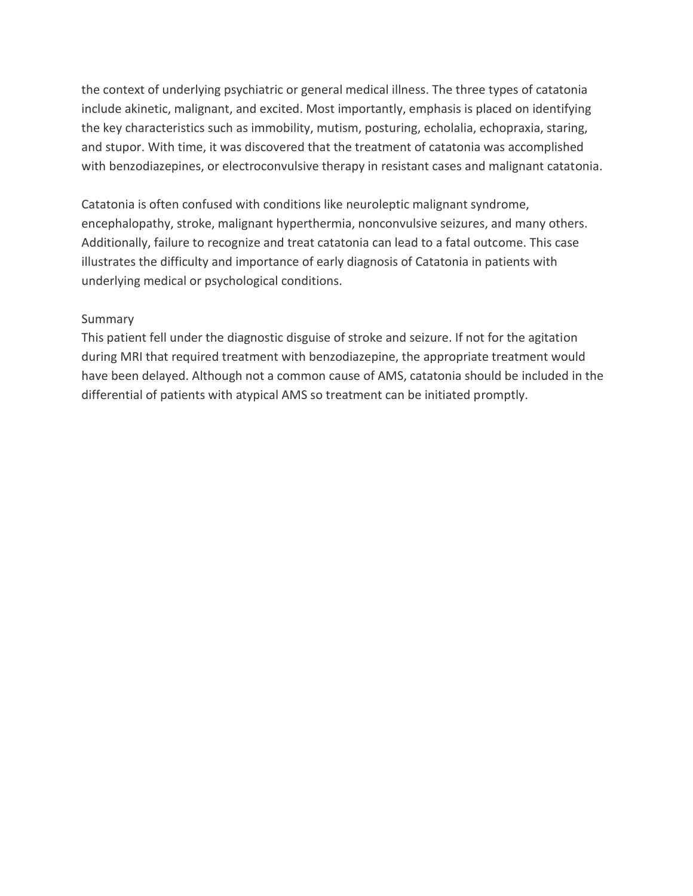the context of underlying psychiatric or general medical illness. The three types of catatonia include akinetic, malignant, and excited. Most importantly, emphasis is placed on identifying the key characteristics such as immobility, mutism, posturing, echolalia, echopraxia, staring, and stupor. With time, it was discovered that the treatment of catatonia was accomplished with benzodiazepines, or electroconvulsive therapy in resistant cases and malignant catatonia.

Catatonia is often confused with conditions like neuroleptic malignant syndrome, encephalopathy, stroke, malignant hyperthermia, nonconvulsive seizures, and many others. Additionally, failure to recognize and treat catatonia can lead to a fatal outcome. This case illustrates the difficulty and importance of early diagnosis of Catatonia in patients with underlying medical or psychological conditions.

Summary

This patient fell under the diagnostic disguise of stroke and seizure. If not for the agitation during MRI that required treatment with benzodiazepine, the appropriate treatment would have been delayed. Although not a common cause of AMS, catatonia should be included in the differential of patients with atypical AMS so treatment can be initiated promptly.